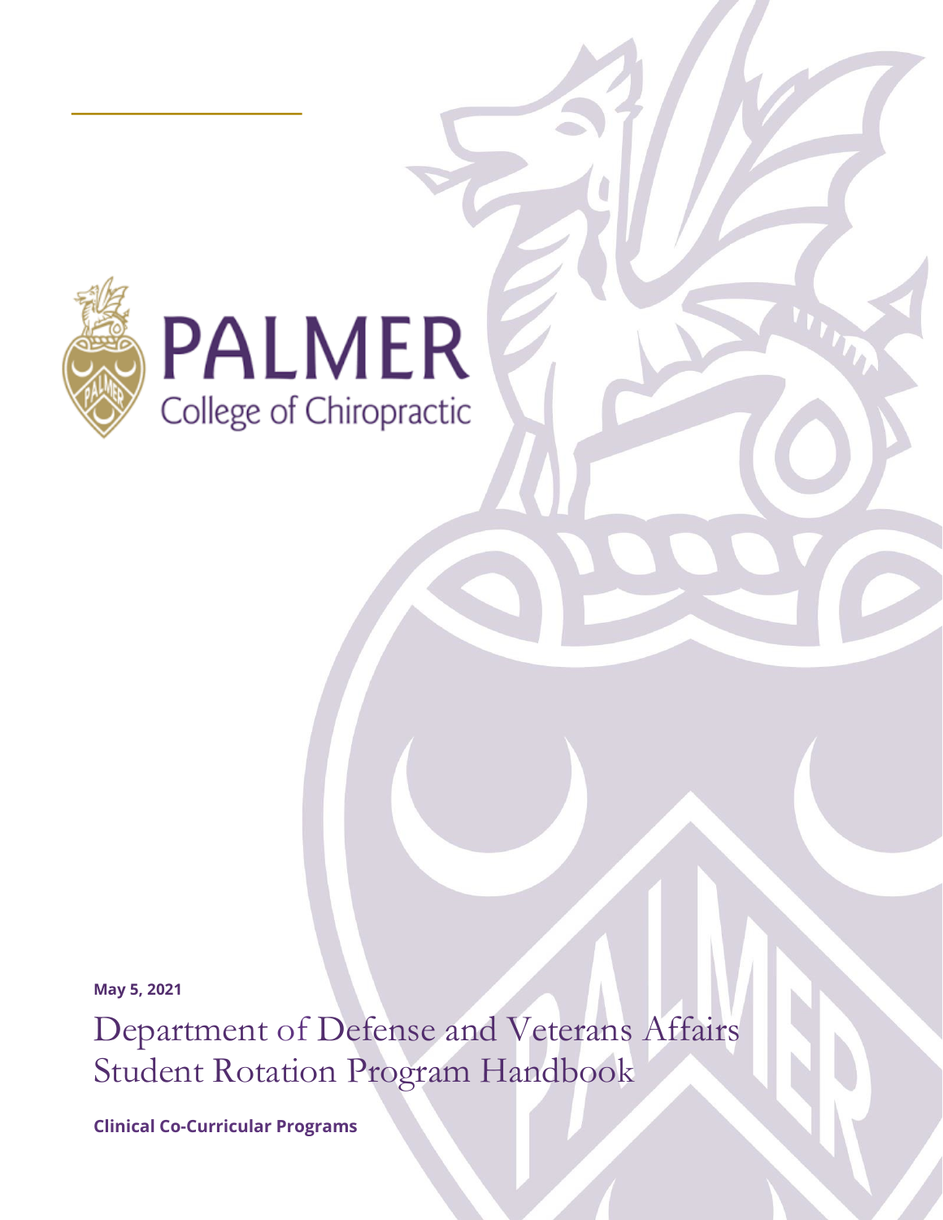PALMER

College of Chiropractic

**May 5, 2021**

# Department of Defense and Veterans Affairs Student Rotation Program Handbook

**Clinical Co-Curricular Programs**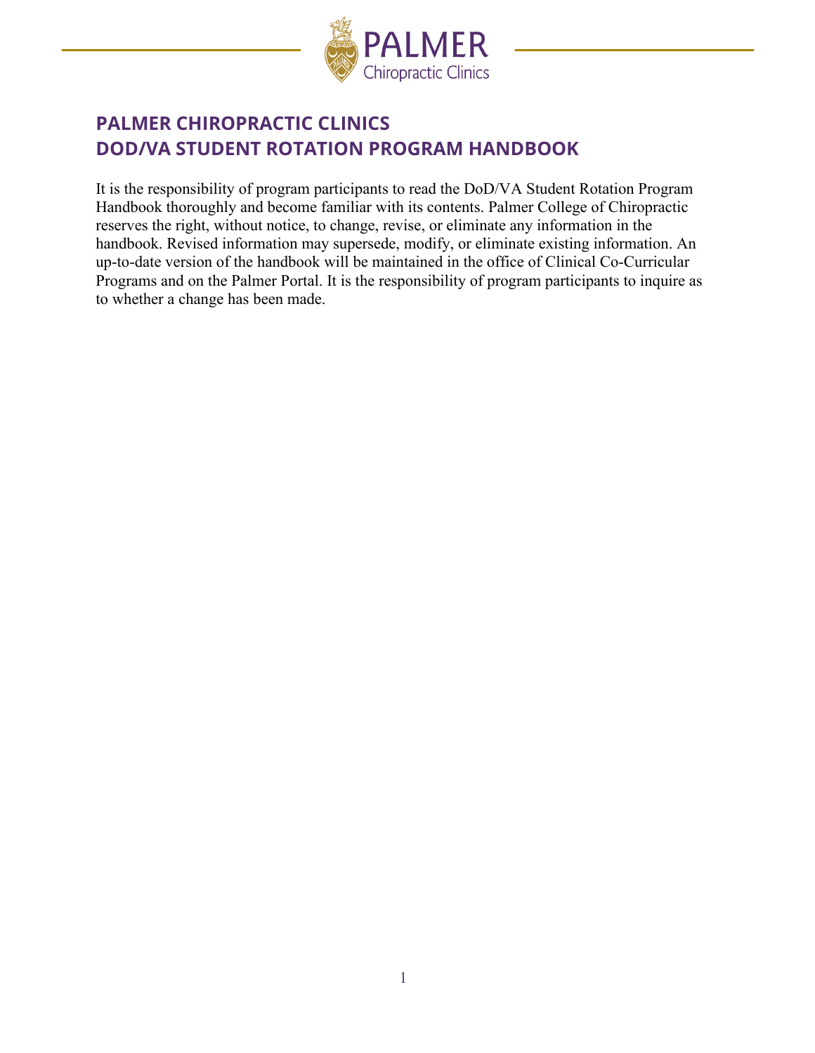# PALMER CHIROPRACTIC CLINICS
# DOD/VA STUDENT ROTATION PROGRAM HANDBOOK

It is the responsibility of program participants to read the DoD/VA Student Rotation Program Handbook thoroughly and become familiar with its contents. Palmer College of Chiropractic reserves the right, without notice, to change, revise, or eliminate any information in the handbook. Revised information may supersede, modify, or eliminate existing information. An up-to-date version of the handbook will be maintained in the office of Clinical Co-Curricular Programs and on the Palmer Portal. It is the responsibility of program participants to inquire as to whether a change has been made.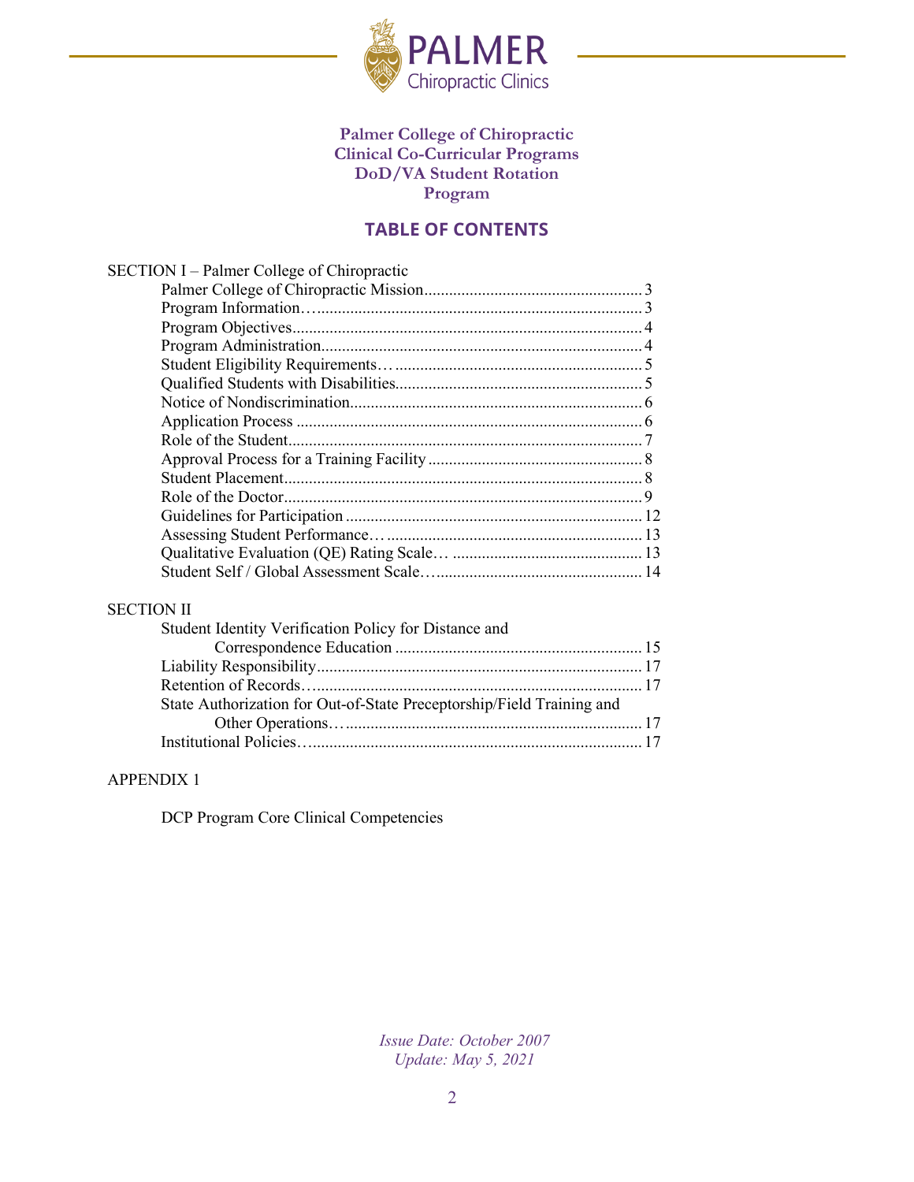**Palmer College of Chiropractic**
**Clinical Co-Curricular Programs**
**DoD/VA Student Rotation Program**

## TABLE OF CONTENTS

SECTION I – Palmer College of Chiropractic

- Palmer College of Chiropractic Mission .................................................... 3
- Program Information…............................................................................ 3
- Program Objectives.................................................................................... 4
- Program Administration............................................................................ 4
- Student Eligibility Requirements… ........................................................... 5
- Qualified Students with Disabilities........................................................... 5
- Notice of Nondiscrimination...................................................................... 6
- Application Process ................................................................................... 6
- Role of the Student..................................................................................... 7
- Approval Process for a Training Facility ................................................... 8
- Student Placement...................................................................................... 8
- Role of the Doctor...................................................................................... 9
- Guidelines for Participation ....................................................................... 12
- Assessing Student Performance… ............................................................. 13
- Qualitative Evaluation (QE) Rating Scale… ............................................. 13
- Student Self / Global Assessment Scale…................................................. 14

SECTION II

- Student Identity Verification Policy for Distance and Correspondence Education ........................................................... 15
- Liability Responsibility.............................................................................. 17
- Retention of Records…............................................................................... 17
- State Authorization for Out-of-State Preceptorship/Field Training and Other Operations…....................................................................... 17
- Institutional Policies…................................................................................ 17

APPENDIX 1

DCP Program Core Clinical Competencies

*Issue Date: October 2007*
*Update: May 5, 2021*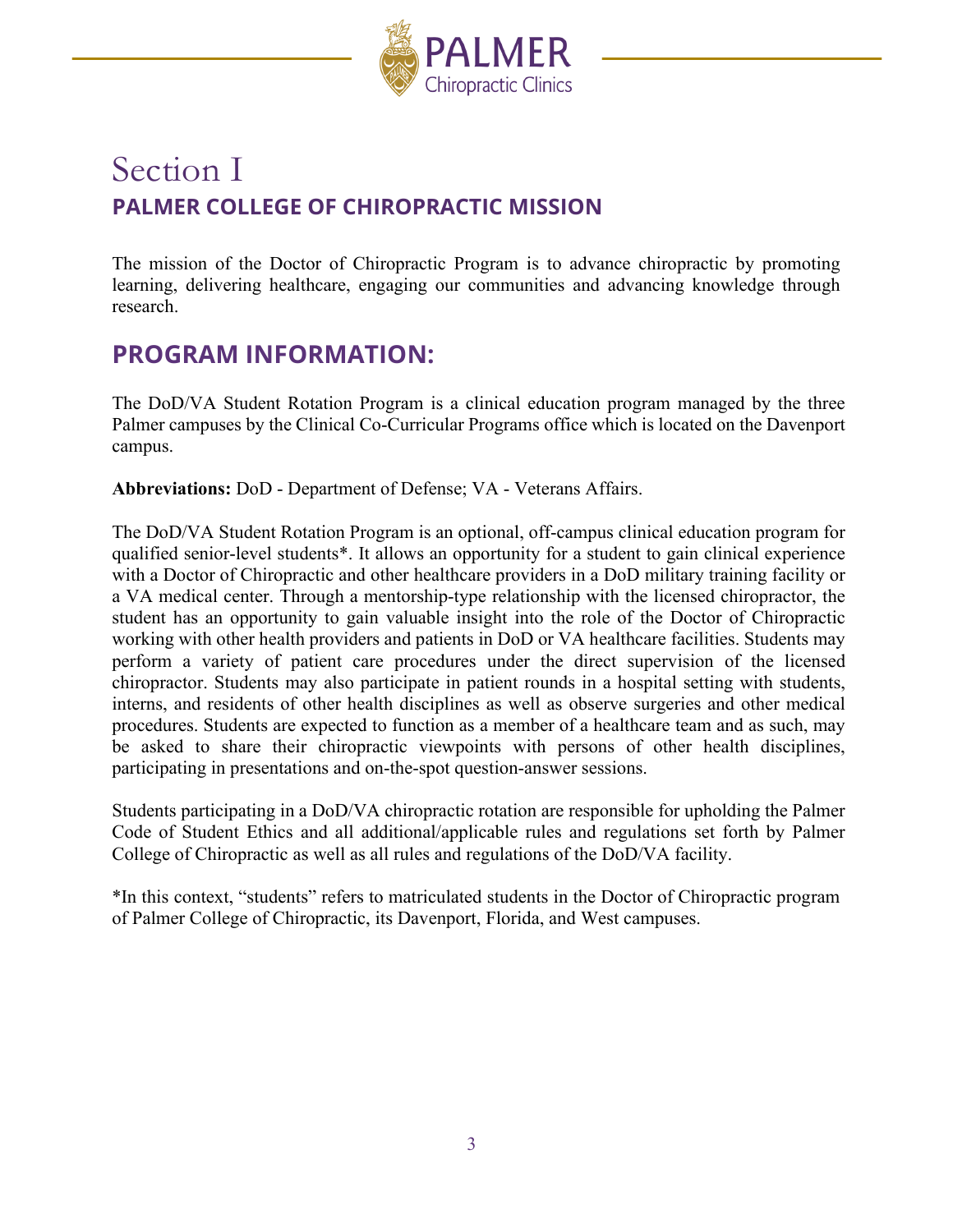# Section I

## PALMER COLLEGE OF CHIROPRACTIC MISSION

The mission of the Doctor of Chiropractic Program is to advance chiropractic by promoting learning, delivering healthcare, engaging our communities and advancing knowledge through research.

## PROGRAM INFORMATION:

The DoD/VA Student Rotation Program is a clinical education program managed by the three Palmer campuses by the Clinical Co-Curricular Programs office which is located on the Davenport campus.

**Abbreviations:** DoD - Department of Defense; VA - Veterans Affairs.

The DoD/VA Student Rotation Program is an optional, off-campus clinical education program for qualified senior-level students*. It allows an opportunity for a student to gain clinical experience with a Doctor of Chiropractic and other healthcare providers in a DoD military training facility or a VA medical center. Through a mentorship-type relationship with the licensed chiropractor, the student has an opportunity to gain valuable insight into the role of the Doctor of Chiropractic working with other health providers and patients in DoD or VA healthcare facilities. Students may perform a variety of patient care procedures under the direct supervision of the licensed chiropractor. Students may also participate in patient rounds in a hospital setting with students, interns, and residents of other health disciplines as well as observe surgeries and other medical procedures. Students are expected to function as a member of a healthcare team and as such, may be asked to share their chiropractic viewpoints with persons of other health disciplines, participating in presentations and on-the-spot question-answer sessions.

Students participating in a DoD/VA chiropractic rotation are responsible for upholding the Palmer Code of Student Ethics and all additional/applicable rules and regulations set forth by Palmer College of Chiropractic as well as all rules and regulations of the DoD/VA facility.

*In this context, "students" refers to matriculated students in the Doctor of Chiropractic program of Palmer College of Chiropractic, its Davenport, Florida, and West campuses.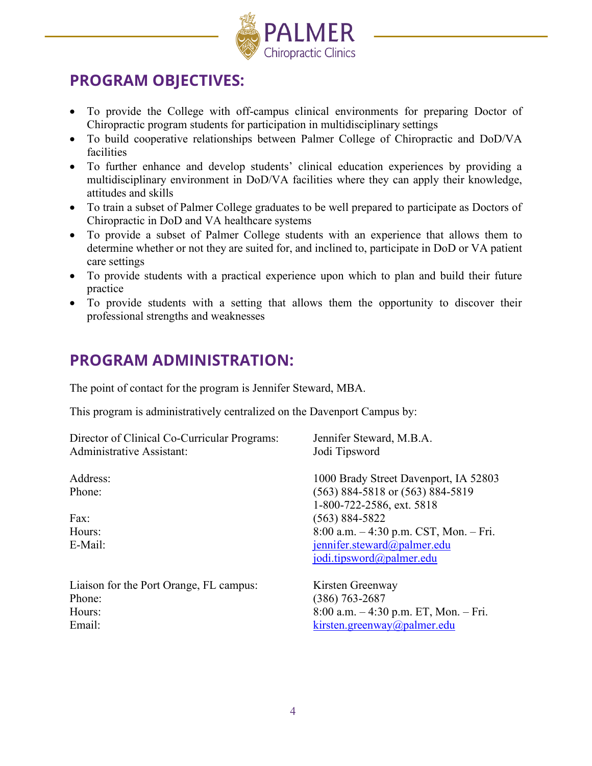## PROGRAM OBJECTIVES:

- To provide the College with off-campus clinical environments for preparing Doctor of Chiropractic program students for participation in multidisciplinary settings
- To build cooperative relationships between Palmer College of Chiropractic and DoD/VA facilities
- To further enhance and develop students' clinical education experiences by providing a multidisciplinary environment in DoD/VA facilities where they can apply their knowledge, attitudes and skills
- To train a subset of Palmer College graduates to be well prepared to participate as Doctors of Chiropractic in DoD and VA healthcare systems
- To provide a subset of Palmer College students with an experience that allows them to determine whether or not they are suited for, and inclined to, participate in DoD or VA patient care settings
- To provide students with a practical experience upon which to plan and build their future practice
- To provide students with a setting that allows them the opportunity to discover their professional strengths and weaknesses

## PROGRAM ADMINISTRATION:

The point of contact for the program is Jennifer Steward, MBA.

This program is administratively centralized on the Davenport Campus by:

| | |
|---|---|
| Director of Clinical Co-Curricular Programs: | Jennifer Steward, M.B.A. |
| Administrative Assistant: | Jodi Tipsword |
| | |
| Address: | 1000 Brady Street Davenport, IA 52803 |
| Phone: | (563) 884-5818 or (563) 884-5819<br>1-800-722-2586, ext. 5818 |
| Fax: | (563) 884-5822 |
| Hours: | 8:00 a.m. – 4:30 p.m. CST, Mon. – Fri. |
| E-Mail: | jennifer.steward@palmer.edu<br>jodi.tipsword@palmer.edu |
| | |
| Liaison for the Port Orange, FL campus: | Kirsten Greenway |
| Phone: | (386) 763-2687 |
| Hours: | 8:00 a.m. – 4:30 p.m. ET, Mon. – Fri. |
| Email: | kirsten.greenway@palmer.edu |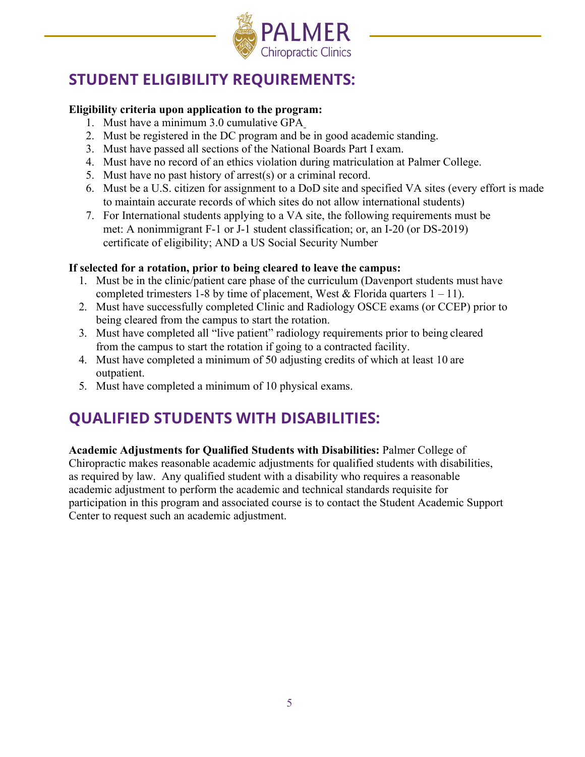## STUDENT ELIGIBILITY REQUIREMENTS:

**Eligibility criteria upon application to the program:**

1. Must have a minimum 3.0 cumulative GPA
2. Must be registered in the DC program and be in good academic standing.
3. Must have passed all sections of the National Boards Part I exam.
4. Must have no record of an ethics violation during matriculation at Palmer College.
5. Must have no past history of arrest(s) or a criminal record.
6. Must be a U.S. citizen for assignment to a DoD site and specified VA sites (every effort is made to maintain accurate records of which sites do not allow international students)
7. For International students applying to a VA site, the following requirements must be met: A nonimmigrant F-1 or J-1 student classification; or, an I-20 (or DS-2019) certificate of eligibility; AND a US Social Security Number

**If selected for a rotation, prior to being cleared to leave the campus:**

1. Must be in the clinic/patient care phase of the curriculum (Davenport students must have completed trimesters 1-8 by time of placement, West & Florida quarters 1 – 11).
2. Must have successfully completed Clinic and Radiology OSCE exams (or CCEP) prior to being cleared from the campus to start the rotation.
3. Must have completed all "live patient" radiology requirements prior to being cleared from the campus to start the rotation if going to a contracted facility.
4. Must have completed a minimum of 50 adjusting credits of which at least 10 are outpatient.
5. Must have completed a minimum of 10 physical exams.

## QUALIFIED STUDENTS WITH DISABILITIES:

**Academic Adjustments for Qualified Students with Disabilities:** Palmer College of Chiropractic makes reasonable academic adjustments for qualified students with disabilities, as required by law. Any qualified student with a disability who requires a reasonable academic adjustment to perform the academic and technical standards requisite for participation in this program and associated course is to contact the Student Academic Support Center to request such an academic adjustment.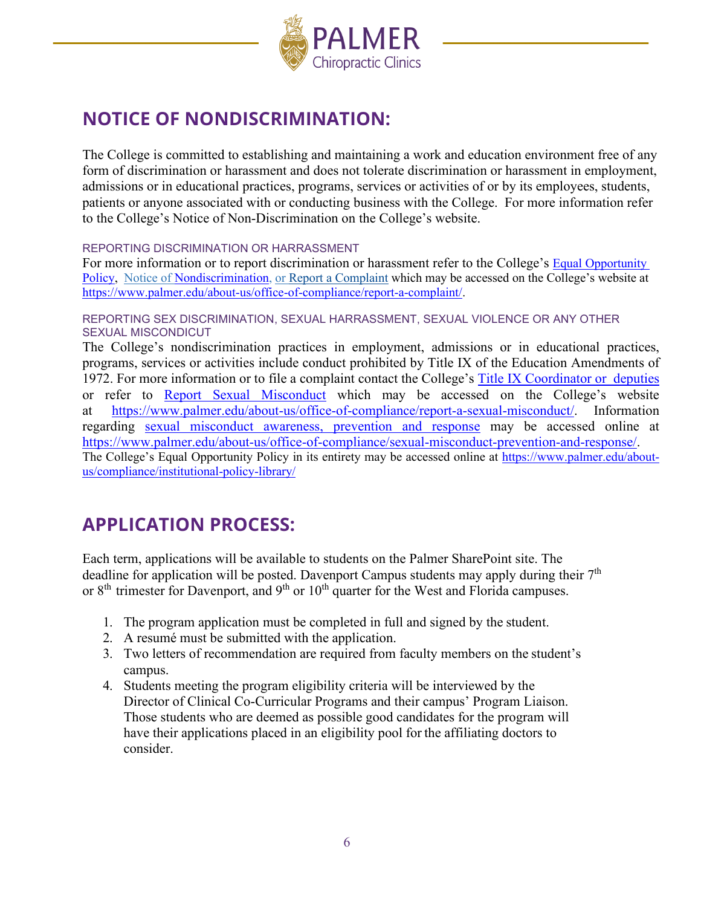## NOTICE OF NONDISCRIMINATION:

The College is committed to establishing and maintaining a work and education environment free of any form of discrimination or harassment and does not tolerate discrimination or harassment in employment, admissions or in educational practices, programs, services or activities of or by its employees, students, patients or anyone associated with or conducting business with the College. For more information refer to the College's Notice of Non-Discrimination on the College's website.

#### REPORTING DISCRIMINATION OR HARRASSMENT

For more information or to report discrimination or harassment refer to the College's Equal Opportunity Policy, Notice of Nondiscrimination, or Report a Complaint which may be accessed on the College's website at https://www.palmer.edu/about-us/office-of-compliance/report-a-complaint/.

#### REPORTING SEX DISCRIMINATION, SEXUAL HARRASSMENT, SEXUAL VIOLENCE OR ANY OTHER SEXUAL MISCONDICUT

The College's nondiscrimination practices in employment, admissions or in educational practices, programs, services or activities include conduct prohibited by Title IX of the Education Amendments of 1972. For more information or to file a complaint contact the College's Title IX Coordinator or deputies or refer to Report Sexual Misconduct which may be accessed on the College's website at https://www.palmer.edu/about-us/office-of-compliance/report-a-sexual-misconduct/. Information regarding sexual misconduct awareness, prevention and response may be accessed online at https://www.palmer.edu/about-us/office-of-compliance/sexual-misconduct-prevention-and-response/. The College's Equal Opportunity Policy in its entirety may be accessed online at https://www.palmer.edu/about-us/compliance/institutional-policy-library/

## APPLICATION PROCESS:

Each term, applications will be available to students on the Palmer SharePoint site. The deadline for application will be posted. Davenport Campus students may apply during their 7th or 8th trimester for Davenport, and 9th or 10th quarter for the West and Florida campuses.

1. The program application must be completed in full and signed by the student.
2. A resumé must be submitted with the application.
3. Two letters of recommendation are required from faculty members on the student's campus.
4. Students meeting the program eligibility criteria will be interviewed by the Director of Clinical Co-Curricular Programs and their campus' Program Liaison. Those students who are deemed as possible good candidates for the program will have their applications placed in an eligibility pool for the affiliating doctors to consider.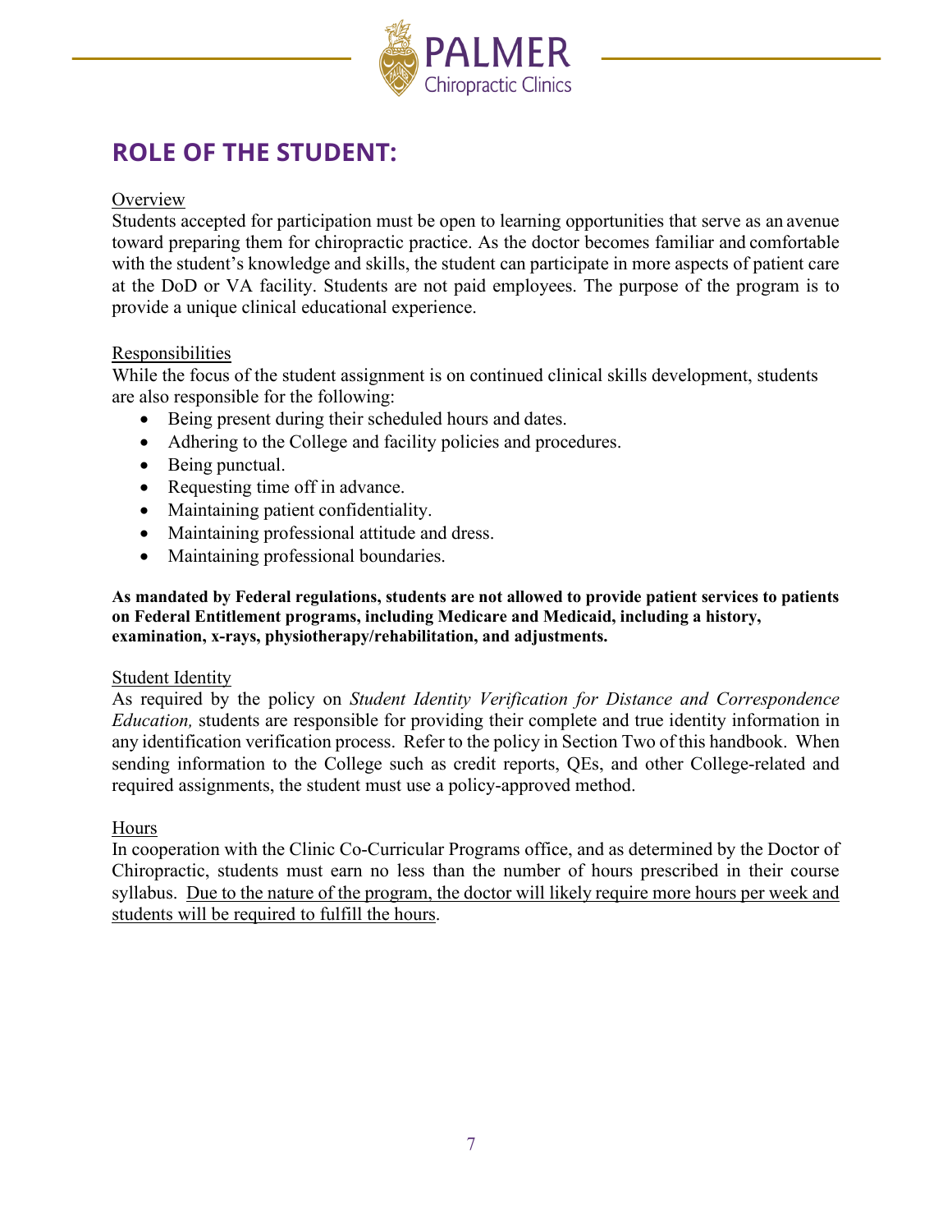## ROLE OF THE STUDENT:

Overview

Students accepted for participation must be open to learning opportunities that serve as an avenue toward preparing them for chiropractic practice. As the doctor becomes familiar and comfortable with the student's knowledge and skills, the student can participate in more aspects of patient care at the DoD or VA facility. Students are not paid employees. The purpose of the program is to provide a unique clinical educational experience.

Responsibilities

While the focus of the student assignment is on continued clinical skills development, students are also responsible for the following:

- Being present during their scheduled hours and dates.
- Adhering to the College and facility policies and procedures.
- Being punctual.
- Requesting time off in advance.
- Maintaining patient confidentiality.
- Maintaining professional attitude and dress.
- Maintaining professional boundaries.

**As mandated by Federal regulations, students are not allowed to provide patient services to patients on Federal Entitlement programs, including Medicare and Medicaid, including a history, examination, x-rays, physiotherapy/rehabilitation, and adjustments.**

Student Identity

As required by the policy on *Student Identity Verification for Distance and Correspondence Education,* students are responsible for providing their complete and true identity information in any identification verification process. Refer to the policy in Section Two of this handbook. When sending information to the College such as credit reports, QEs, and other College-related and required assignments, the student must use a policy-approved method.

Hours

In cooperation with the Clinic Co-Curricular Programs office, and as determined by the Doctor of Chiropractic, students must earn no less than the number of hours prescribed in their course syllabus. Due to the nature of the program, the doctor will likely require more hours per week and students will be required to fulfill the hours.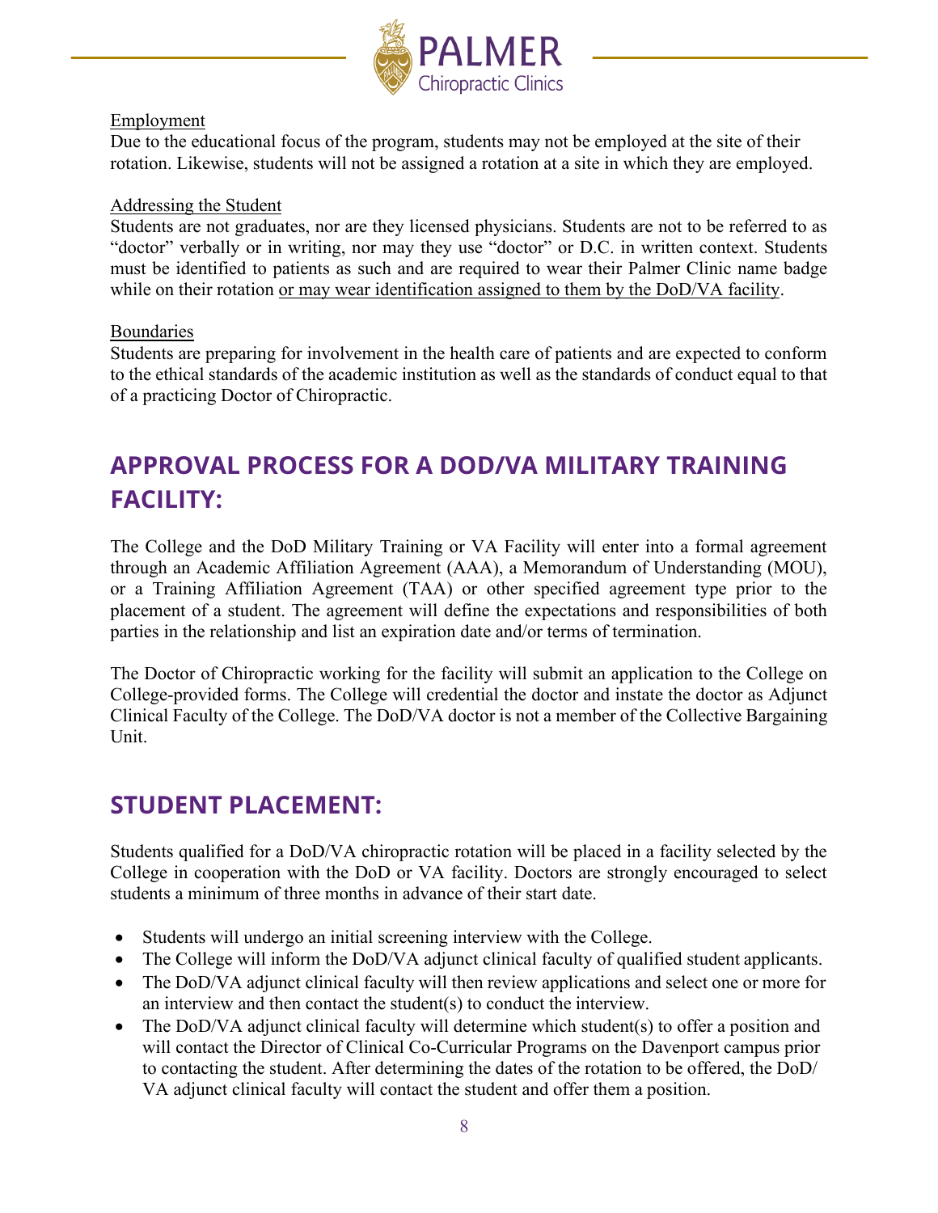Employment

Due to the educational focus of the program, students may not be employed at the site of their rotation. Likewise, students will not be assigned a rotation at a site in which they are employed.

Addressing the Student

Students are not graduates, nor are they licensed physicians. Students are not to be referred to as "doctor" verbally or in writing, nor may they use "doctor" or D.C. in written context. Students must be identified to patients as such and are required to wear their Palmer Clinic name badge while on their rotation or may wear identification assigned to them by the DoD/VA facility.

Boundaries

Students are preparing for involvement in the health care of patients and are expected to conform to the ethical standards of the academic institution as well as the standards of conduct equal to that of a practicing Doctor of Chiropractic.

## APPROVAL PROCESS FOR A DOD/VA MILITARY TRAINING FACILITY:

The College and the DoD Military Training or VA Facility will enter into a formal agreement through an Academic Affiliation Agreement (AAA), a Memorandum of Understanding (MOU), or a Training Affiliation Agreement (TAA) or other specified agreement type prior to the placement of a student. The agreement will define the expectations and responsibilities of both parties in the relationship and list an expiration date and/or terms of termination.

The Doctor of Chiropractic working for the facility will submit an application to the College on College-provided forms. The College will credential the doctor and instate the doctor as Adjunct Clinical Faculty of the College. The DoD/VA doctor is not a member of the Collective Bargaining Unit.

## STUDENT PLACEMENT:

Students qualified for a DoD/VA chiropractic rotation will be placed in a facility selected by the College in cooperation with the DoD or VA facility. Doctors are strongly encouraged to select students a minimum of three months in advance of their start date.

- Students will undergo an initial screening interview with the College.
- The College will inform the DoD/VA adjunct clinical faculty of qualified student applicants.
- The DoD/VA adjunct clinical faculty will then review applications and select one or more for an interview and then contact the student(s) to conduct the interview.
- The DoD/VA adjunct clinical faculty will determine which student(s) to offer a position and will contact the Director of Clinical Co-Curricular Programs on the Davenport campus prior to contacting the student. After determining the dates of the rotation to be offered, the DoD/VA adjunct clinical faculty will contact the student and offer them a position.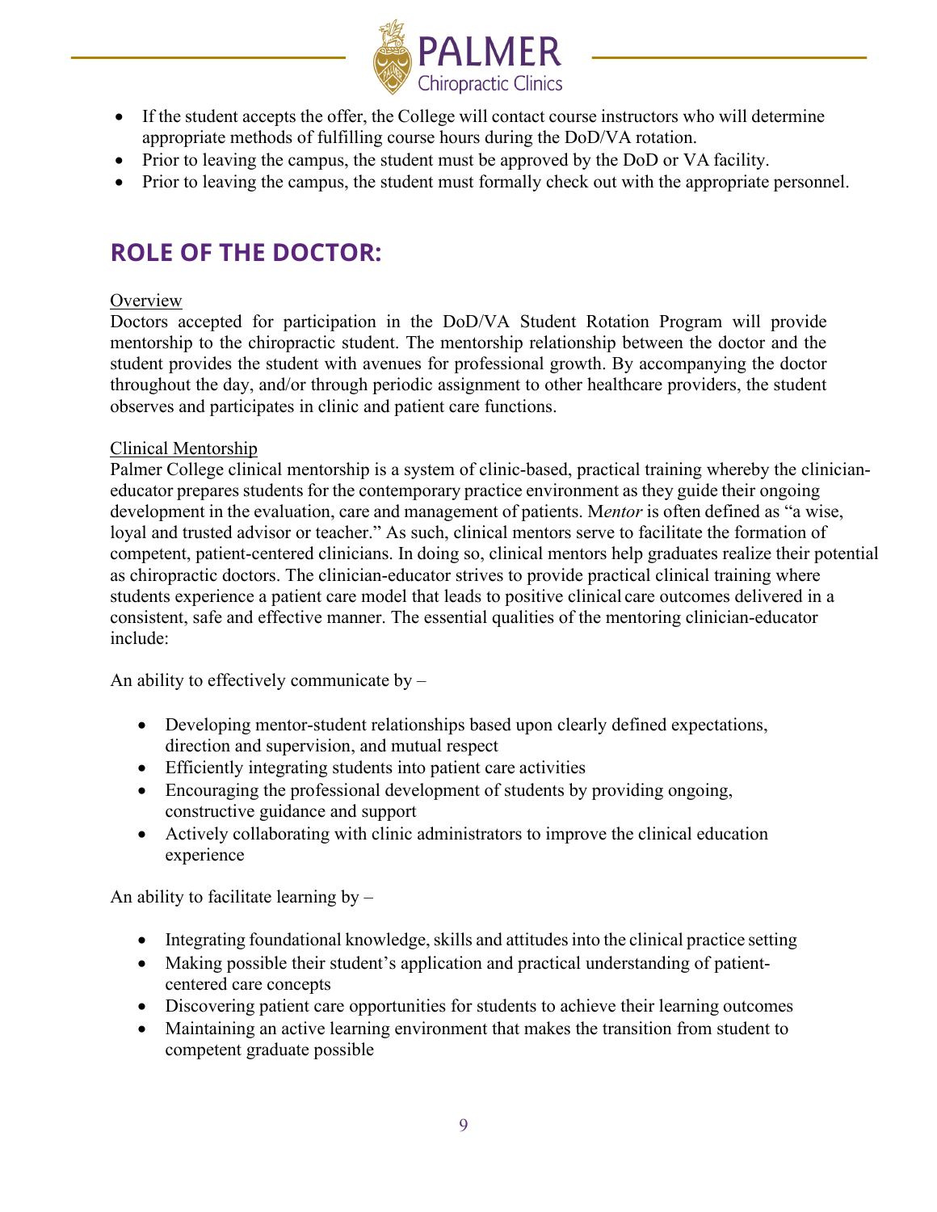- If the student accepts the offer, the College will contact course instructors who will determine appropriate methods of fulfilling course hours during the DoD/VA rotation.
- Prior to leaving the campus, the student must be approved by the DoD or VA facility.
- Prior to leaving the campus, the student must formally check out with the appropriate personnel.

## ROLE OF THE DOCTOR:

Overview

Doctors accepted for participation in the DoD/VA Student Rotation Program will provide mentorship to the chiropractic student. The mentorship relationship between the doctor and the student provides the student with avenues for professional growth. By accompanying the doctor throughout the day, and/or through periodic assignment to other healthcare providers, the student observes and participates in clinic and patient care functions.

Clinical Mentorship

Palmer College clinical mentorship is a system of clinic-based, practical training whereby the clinician-educator prepares students for the contemporary practice environment as they guide their ongoing development in the evaluation, care and management of patients. M*entor* is often defined as "a wise, loyal and trusted advisor or teacher." As such, clinical mentors serve to facilitate the formation of competent, patient-centered clinicians. In doing so, clinical mentors help graduates realize their potential as chiropractic doctors. The clinician-educator strives to provide practical clinical training where students experience a patient care model that leads to positive clinical care outcomes delivered in a consistent, safe and effective manner. The essential qualities of the mentoring clinician-educator include:

An ability to effectively communicate by –

- Developing mentor-student relationships based upon clearly defined expectations, direction and supervision, and mutual respect
- Efficiently integrating students into patient care activities
- Encouraging the professional development of students by providing ongoing, constructive guidance and support
- Actively collaborating with clinic administrators to improve the clinical education experience

An ability to facilitate learning by –

- Integrating foundational knowledge, skills and attitudes into the clinical practice setting
- Making possible their student's application and practical understanding of patient-centered care concepts
- Discovering patient care opportunities for students to achieve their learning outcomes
- Maintaining an active learning environment that makes the transition from student to competent graduate possible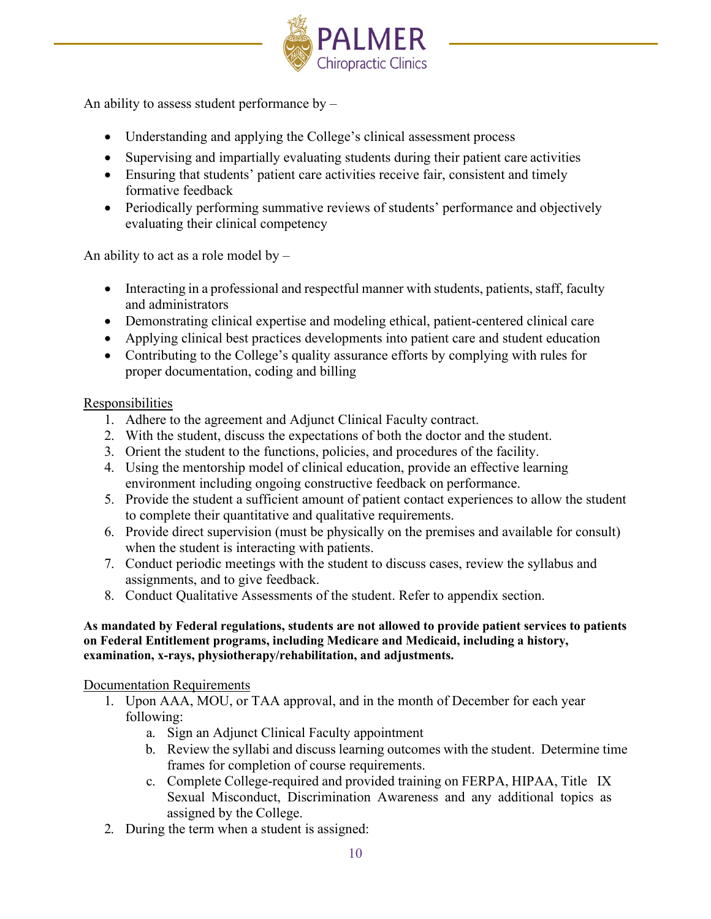An ability to assess student performance by –

- Understanding and applying the College's clinical assessment process
- Supervising and impartially evaluating students during their patient care activities
- Ensuring that students' patient care activities receive fair, consistent and timely formative feedback
- Periodically performing summative reviews of students' performance and objectively evaluating their clinical competency

An ability to act as a role model by –

- Interacting in a professional and respectful manner with students, patients, staff, faculty and administrators
- Demonstrating clinical expertise and modeling ethical, patient-centered clinical care
- Applying clinical best practices developments into patient care and student education
- Contributing to the College's quality assurance efforts by complying with rules for proper documentation, coding and billing

<u>Responsibilities</u>

1. Adhere to the agreement and Adjunct Clinical Faculty contract.
2. With the student, discuss the expectations of both the doctor and the student.
3. Orient the student to the functions, policies, and procedures of the facility.
4. Using the mentorship model of clinical education, provide an effective learning environment including ongoing constructive feedback on performance.
5. Provide the student a sufficient amount of patient contact experiences to allow the student to complete their quantitative and qualitative requirements.
6. Provide direct supervision (must be physically on the premises and available for consult) when the student is interacting with patients.
7. Conduct periodic meetings with the student to discuss cases, review the syllabus and assignments, and to give feedback.
8. Conduct Qualitative Assessments of the student. Refer to appendix section.

**As mandated by Federal regulations, students are not allowed to provide patient services to patients on Federal Entitlement programs, including Medicare and Medicaid, including a history, examination, x-rays, physiotherapy/rehabilitation, and adjustments.**

<u>Documentation Requirements</u>

1. Upon AAA, MOU, or TAA approval, and in the month of December for each year following:
    a. Sign an Adjunct Clinical Faculty appointment
    b. Review the syllabi and discuss learning outcomes with the student. Determine time frames for completion of course requirements.
    c. Complete College-required and provided training on FERPA, HIPAA, Title IX Sexual Misconduct, Discrimination Awareness and any additional topics as assigned by the College.
2. During the term when a student is assigned: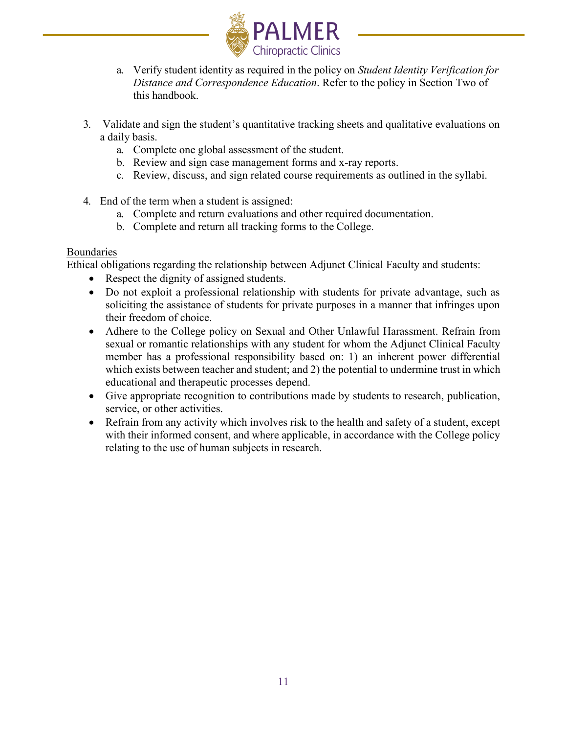a. Verify student identity as required in the policy on *Student Identity Verification for Distance and Correspondence Education*. Refer to the policy in Section Two of this handbook.

3. Validate and sign the student's quantitative tracking sheets and qualitative evaluations on a daily basis.
   a. Complete one global assessment of the student.
   b. Review and sign case management forms and x-ray reports.
   c. Review, discuss, and sign related course requirements as outlined in the syllabi.

4. End of the term when a student is assigned:
   a. Complete and return evaluations and other required documentation.
   b. Complete and return all tracking forms to the College.

<u>Boundaries</u>

Ethical obligations regarding the relationship between Adjunct Clinical Faculty and students:

- Respect the dignity of assigned students.
- Do not exploit a professional relationship with students for private advantage, such as soliciting the assistance of students for private purposes in a manner that infringes upon their freedom of choice.
- Adhere to the College policy on Sexual and Other Unlawful Harassment. Refrain from sexual or romantic relationships with any student for whom the Adjunct Clinical Faculty member has a professional responsibility based on: 1) an inherent power differential which exists between teacher and student; and 2) the potential to undermine trust in which educational and therapeutic processes depend.
- Give appropriate recognition to contributions made by students to research, publication, service, or other activities.
- Refrain from any activity which involves risk to the health and safety of a student, except with their informed consent, and where applicable, in accordance with the College policy relating to the use of human subjects in research.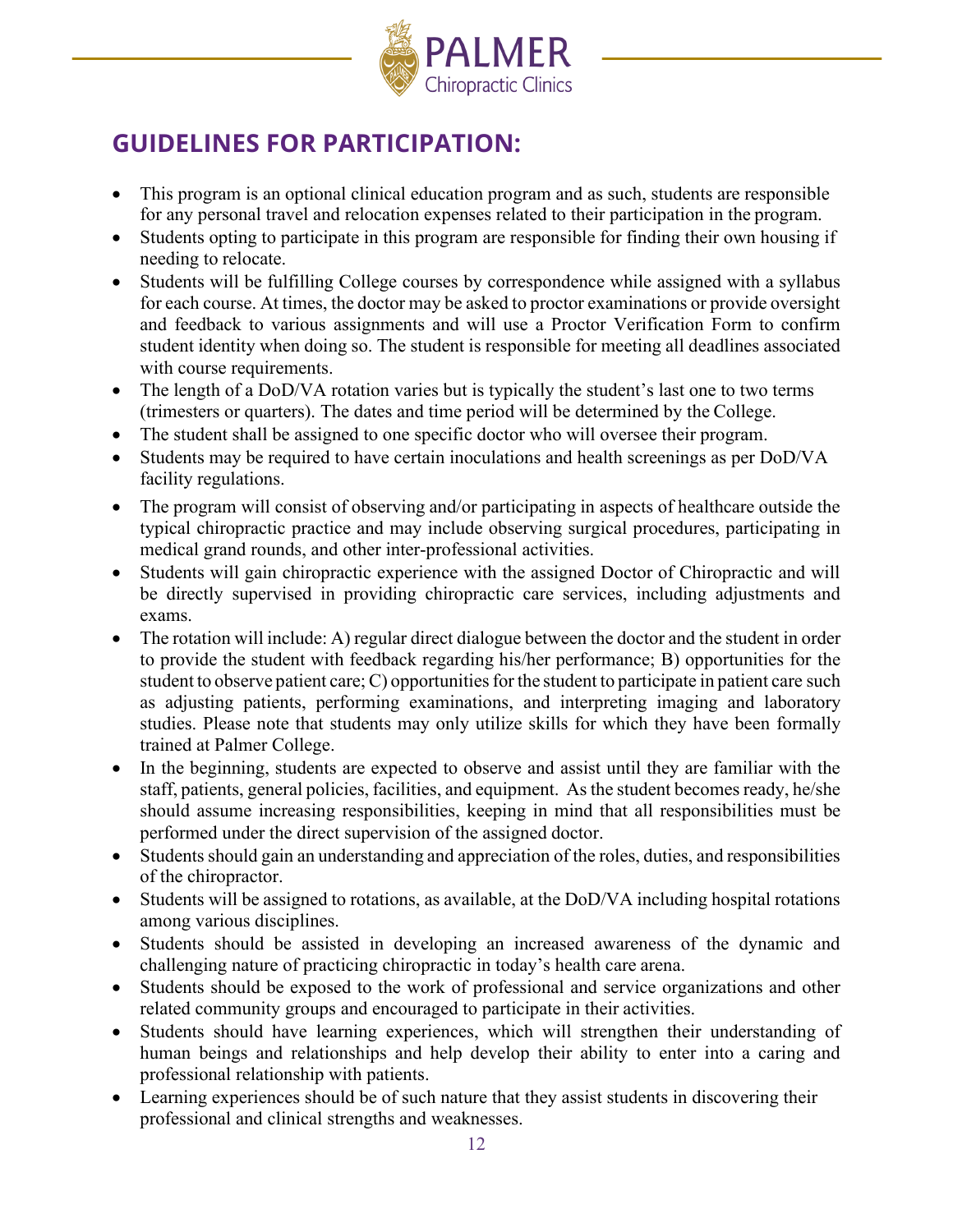## GUIDELINES FOR PARTICIPATION:

- This program is an optional clinical education program and as such, students are responsible for any personal travel and relocation expenses related to their participation in the program.
- Students opting to participate in this program are responsible for finding their own housing if needing to relocate.
- Students will be fulfilling College courses by correspondence while assigned with a syllabus for each course. At times, the doctor may be asked to proctor examinations or provide oversight and feedback to various assignments and will use a Proctor Verification Form to confirm student identity when doing so. The student is responsible for meeting all deadlines associated with course requirements.
- The length of a DoD/VA rotation varies but is typically the student's last one to two terms (trimesters or quarters). The dates and time period will be determined by the College.
- The student shall be assigned to one specific doctor who will oversee their program.
- Students may be required to have certain inoculations and health screenings as per DoD/VA facility regulations.
- The program will consist of observing and/or participating in aspects of healthcare outside the typical chiropractic practice and may include observing surgical procedures, participating in medical grand rounds, and other inter-professional activities.
- Students will gain chiropractic experience with the assigned Doctor of Chiropractic and will be directly supervised in providing chiropractic care services, including adjustments and exams.
- The rotation will include: A) regular direct dialogue between the doctor and the student in order to provide the student with feedback regarding his/her performance; B) opportunities for the student to observe patient care; C) opportunities for the student to participate in patient care such as adjusting patients, performing examinations, and interpreting imaging and laboratory studies. Please note that students may only utilize skills for which they have been formally trained at Palmer College.
- In the beginning, students are expected to observe and assist until they are familiar with the staff, patients, general policies, facilities, and equipment. As the student becomes ready, he/she should assume increasing responsibilities, keeping in mind that all responsibilities must be performed under the direct supervision of the assigned doctor.
- Students should gain an understanding and appreciation of the roles, duties, and responsibilities of the chiropractor.
- Students will be assigned to rotations, as available, at the DoD/VA including hospital rotations among various disciplines.
- Students should be assisted in developing an increased awareness of the dynamic and challenging nature of practicing chiropractic in today's health care arena.
- Students should be exposed to the work of professional and service organizations and other related community groups and encouraged to participate in their activities.
- Students should have learning experiences, which will strengthen their understanding of human beings and relationships and help develop their ability to enter into a caring and professional relationship with patients.
- Learning experiences should be of such nature that they assist students in discovering their professional and clinical strengths and weaknesses.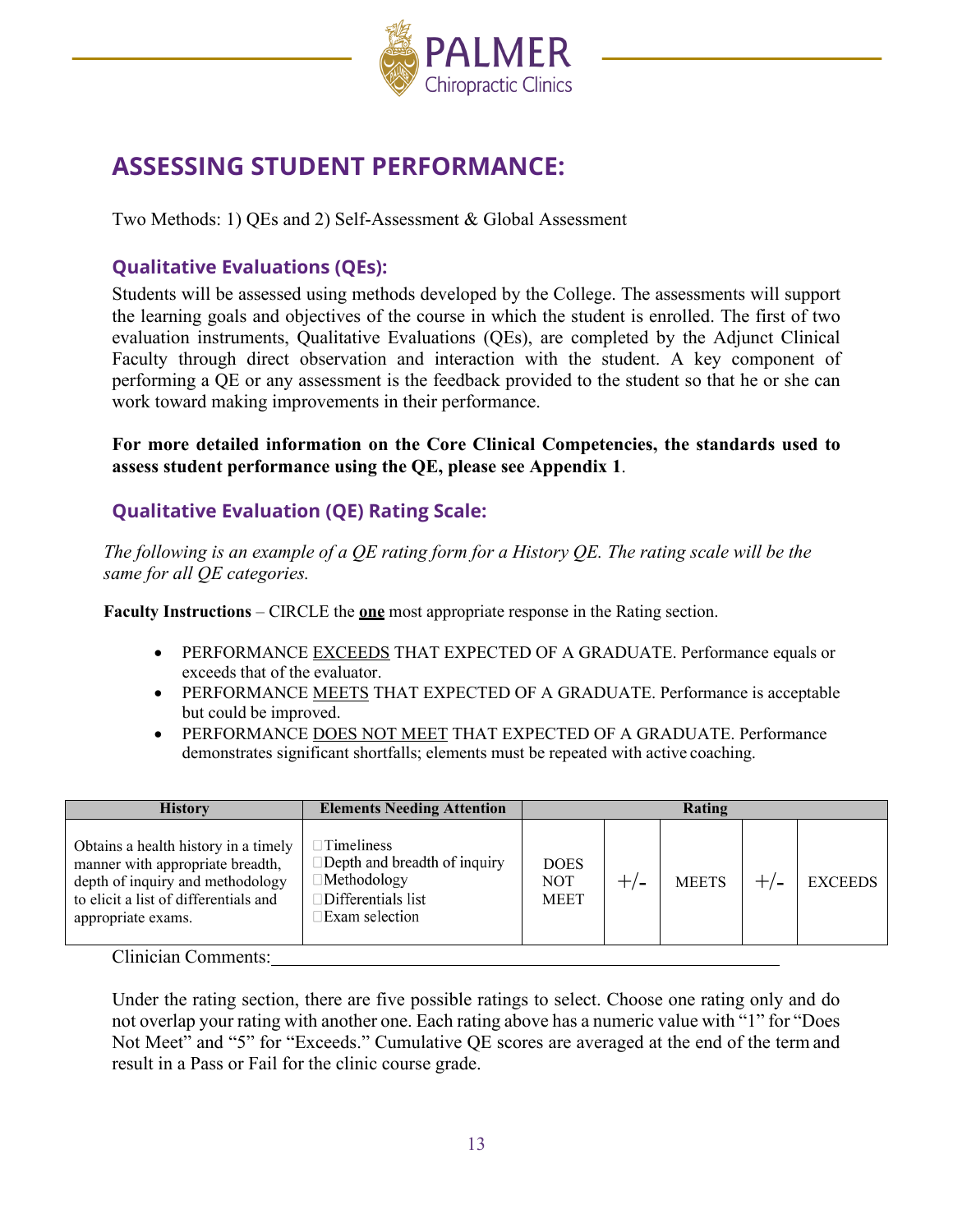# ASSESSING STUDENT PERFORMANCE:

Two Methods: 1) QEs and 2) Self-Assessment & Global Assessment

## Qualitative Evaluations (QEs):

Students will be assessed using methods developed by the College. The assessments will support the learning goals and objectives of the course in which the student is enrolled. The first of two evaluation instruments, Qualitative Evaluations (QEs), are completed by the Adjunct Clinical Faculty through direct observation and interaction with the student. A key component of performing a QE or any assessment is the feedback provided to the student so that he or she can work toward making improvements in their performance.

**For more detailed information on the Core Clinical Competencies, the standards used to assess student performance using the QE, please see Appendix 1**.

## Qualitative Evaluation (QE) Rating Scale:

*The following is an example of a QE rating form for a History QE. The rating scale will be the same for all QE categories.*

**Faculty Instructions** – CIRCLE the **one** most appropriate response in the Rating section.

- PERFORMANCE EXCEEDS THAT EXPECTED OF A GRADUATE. Performance equals or exceeds that of the evaluator.
- PERFORMANCE MEETS THAT EXPECTED OF A GRADUATE. Performance is acceptable but could be improved.
- PERFORMANCE DOES NOT MEET THAT EXPECTED OF A GRADUATE. Performance demonstrates significant shortfalls; elements must be repeated with active coaching.

| History | Elements Needing Attention | Rating | | | | |
|---|---|---|---|---|---|---|
| Obtains a health history in a timely manner with appropriate breadth, depth of inquiry and methodology to elicit a list of differentials and appropriate exams. | ☐Timeliness<br>☐Depth and breadth of inquiry<br>☐Methodology<br>☐Differentials list<br>☐Exam selection | DOES NOT MEET | +/- | MEETS | +/- | EXCEEDS |

Clinician Comments:\_\_\_\_\_\_\_\_\_\_\_\_\_\_\_\_\_\_\_\_\_\_\_\_\_\_\_\_\_\_\_\_\_\_\_\_\_\_\_\_\_\_\_\_\_\_\_\_\_\_\_\_\_\_\_\_

Under the rating section, there are five possible ratings to select. Choose one rating only and do not overlap your rating with another one. Each rating above has a numeric value with "1" for "Does Not Meet" and "5" for "Exceeds." Cumulative QE scores are averaged at the end of the term and result in a Pass or Fail for the clinic course grade.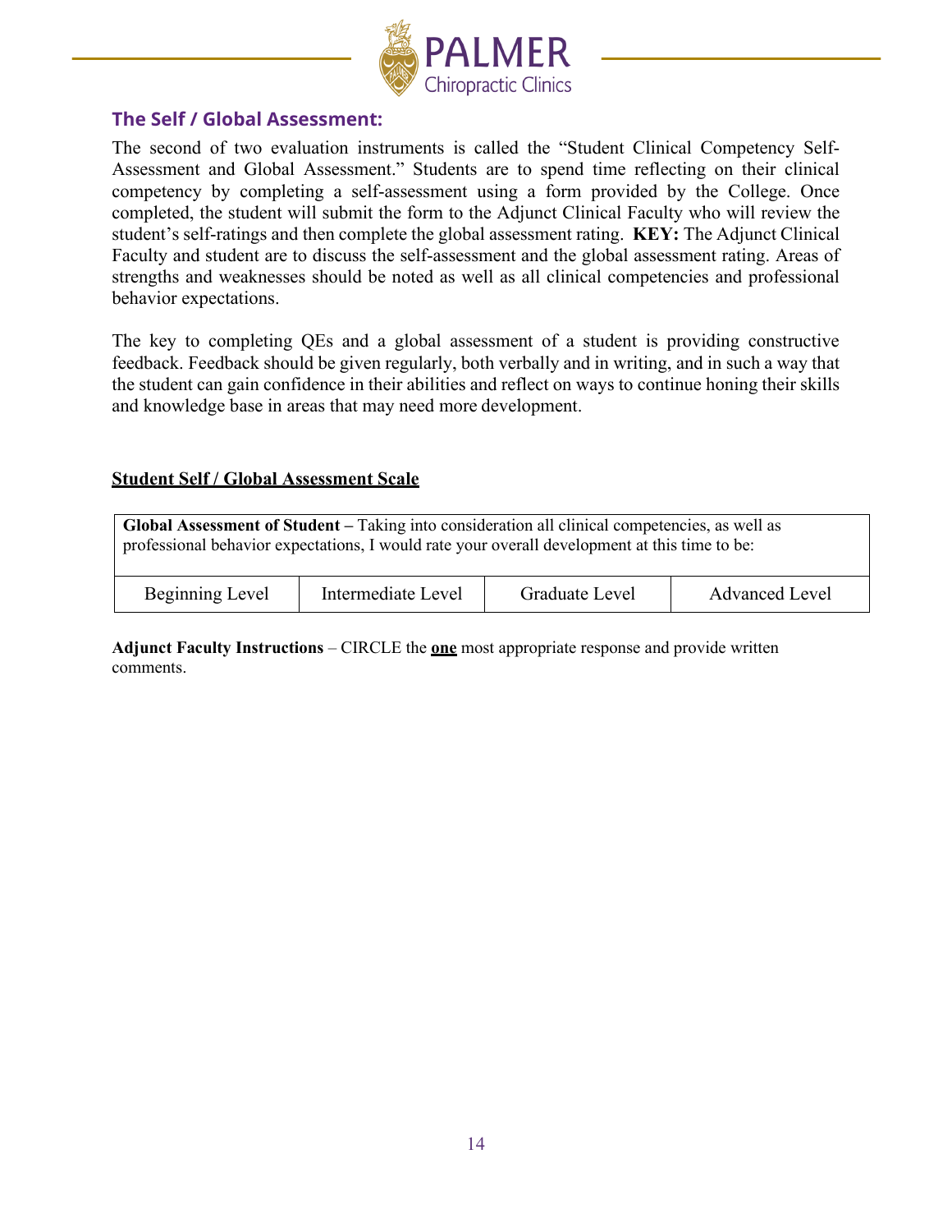## The Self / Global Assessment:

The second of two evaluation instruments is called the "Student Clinical Competency Self-Assessment and Global Assessment." Students are to spend time reflecting on their clinical competency by completing a self-assessment using a form provided by the College. Once completed, the student will submit the form to the Adjunct Clinical Faculty who will review the student's self-ratings and then complete the global assessment rating. **KEY:** The Adjunct Clinical Faculty and student are to discuss the self-assessment and the global assessment rating. Areas of strengths and weaknesses should be noted as well as all clinical competencies and professional behavior expectations.

The key to completing QEs and a global assessment of a student is providing constructive feedback. Feedback should be given regularly, both verbally and in writing, and in such a way that the student can gain confidence in their abilities and reflect on ways to continue honing their skills and knowledge base in areas that may need more development.

**Student Self / Global Assessment Scale**

| **Global Assessment of Student –** Taking into consideration all clinical competencies, as well as professional behavior expectations, I would rate your overall development at this time to be: | | | |
|---|---|---|---|
| Beginning Level | Intermediate Level | Graduate Level | Advanced Level |

**Adjunct Faculty Instructions** – CIRCLE the **one** most appropriate response and provide written comments.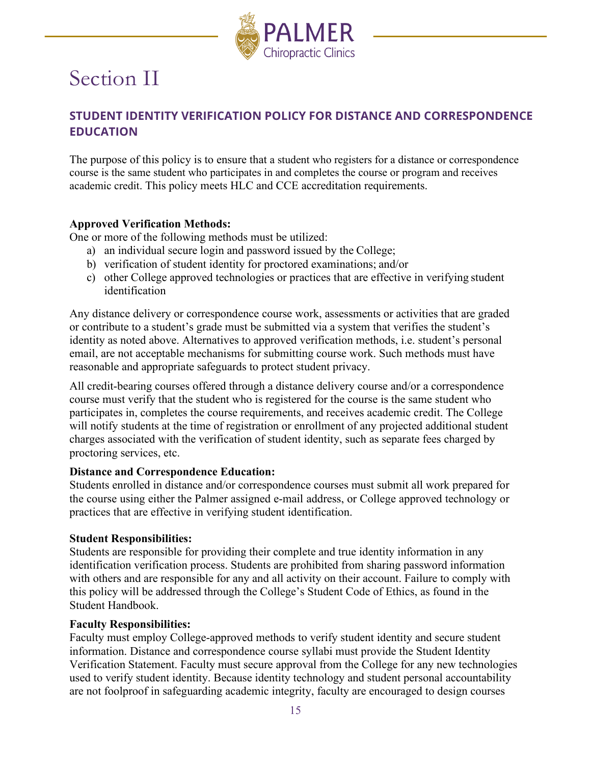# Section II

## STUDENT IDENTITY VERIFICATION POLICY FOR DISTANCE AND CORRESPONDENCE EDUCATION

The purpose of this policy is to ensure that a student who registers for a distance or correspondence course is the same student who participates in and completes the course or program and receives academic credit. This policy meets HLC and CCE accreditation requirements.

**Approved Verification Methods:**
One or more of the following methods must be utilized:

a) an individual secure login and password issued by the College;
b) verification of student identity for proctored examinations; and/or
c) other College approved technologies or practices that are effective in verifying student identification

Any distance delivery or correspondence course work, assessments or activities that are graded or contribute to a student's grade must be submitted via a system that verifies the student's identity as noted above. Alternatives to approved verification methods, i.e. student's personal email, are not acceptable mechanisms for submitting course work. Such methods must have reasonable and appropriate safeguards to protect student privacy.

All credit-bearing courses offered through a distance delivery course and/or a correspondence course must verify that the student who is registered for the course is the same student who participates in, completes the course requirements, and receives academic credit. The College will notify students at the time of registration or enrollment of any projected additional student charges associated with the verification of student identity, such as separate fees charged by proctoring services, etc.

**Distance and Correspondence Education:**
Students enrolled in distance and/or correspondence courses must submit all work prepared for the course using either the Palmer assigned e-mail address, or College approved technology or practices that are effective in verifying student identification.

**Student Responsibilities:**
Students are responsible for providing their complete and true identity information in any identification verification process. Students are prohibited from sharing password information with others and are responsible for any and all activity on their account. Failure to comply with this policy will be addressed through the College's Student Code of Ethics, as found in the Student Handbook.

**Faculty Responsibilities:**
Faculty must employ College-approved methods to verify student identity and secure student information. Distance and correspondence course syllabi must provide the Student Identity Verification Statement. Faculty must secure approval from the College for any new technologies used to verify student identity. Because identity technology and student personal accountability are not foolproof in safeguarding academic integrity, faculty are encouraged to design courses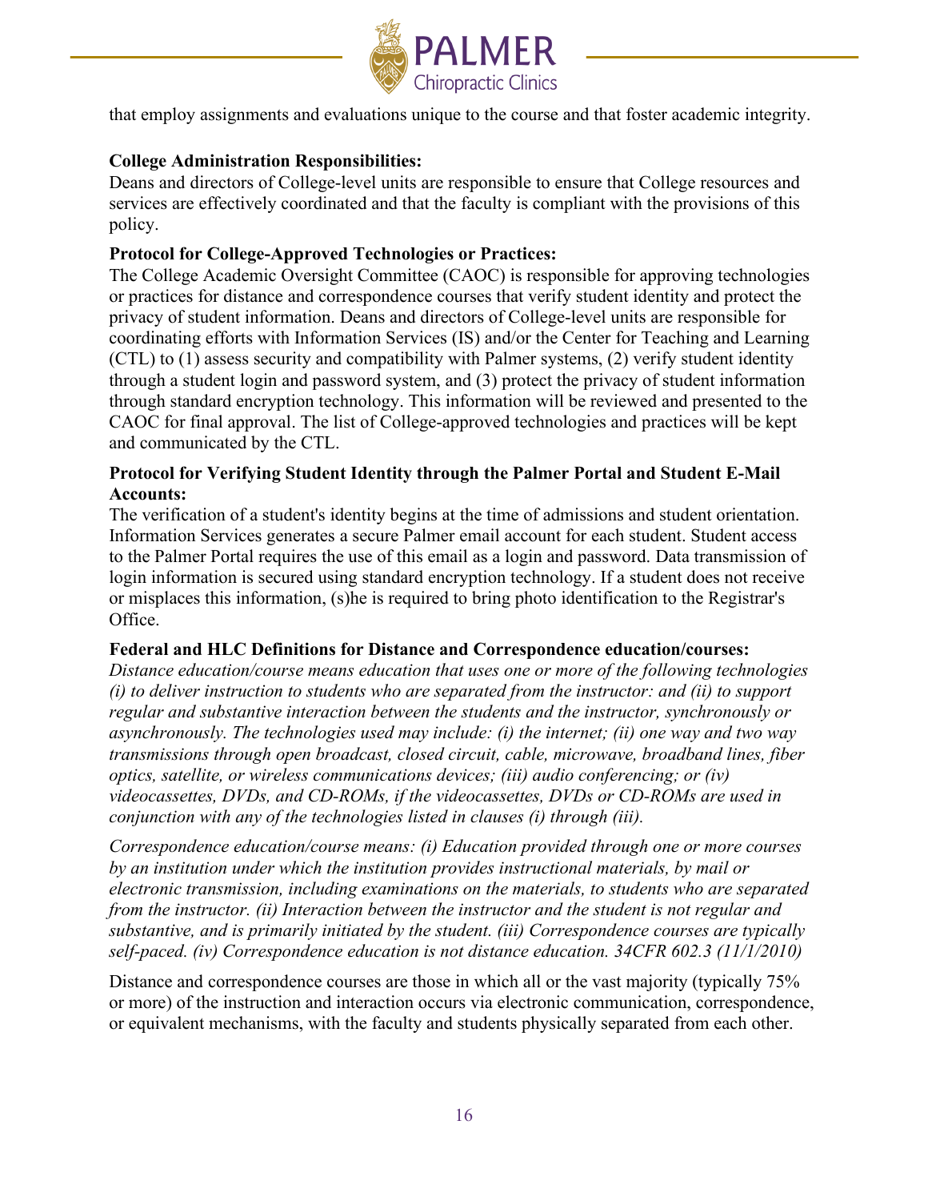that employ assignments and evaluations unique to the course and that foster academic integrity.

**College Administration Responsibilities:**
Deans and directors of College-level units are responsible to ensure that College resources and services are effectively coordinated and that the faculty is compliant with the provisions of this policy.

**Protocol for College-Approved Technologies or Practices:**
The College Academic Oversight Committee (CAOC) is responsible for approving technologies or practices for distance and correspondence courses that verify student identity and protect the privacy of student information. Deans and directors of College-level units are responsible for coordinating efforts with Information Services (IS) and/or the Center for Teaching and Learning (CTL) to (1) assess security and compatibility with Palmer systems, (2) verify student identity through a student login and password system, and (3) protect the privacy of student information through standard encryption technology. This information will be reviewed and presented to the CAOC for final approval. The list of College-approved technologies and practices will be kept and communicated by the CTL.

**Protocol for Verifying Student Identity through the Palmer Portal and Student E-Mail Accounts:**
The verification of a student's identity begins at the time of admissions and student orientation. Information Services generates a secure Palmer email account for each student. Student access to the Palmer Portal requires the use of this email as a login and password. Data transmission of login information is secured using standard encryption technology. If a student does not receive or misplaces this information, (s)he is required to bring photo identification to the Registrar's Office.

**Federal and HLC Definitions for Distance and Correspondence education/courses:**
*Distance education/course means education that uses one or more of the following technologies (i) to deliver instruction to students who are separated from the instructor: and (ii) to support regular and substantive interaction between the students and the instructor, synchronously or asynchronously. The technologies used may include: (i) the internet; (ii) one way and two way transmissions through open broadcast, closed circuit, cable, microwave, broadband lines, fiber optics, satellite, or wireless communications devices; (iii) audio conferencing; or (iv) videocassettes, DVDs, and CD-ROMs, if the videocassettes, DVDs or CD-ROMs are used in conjunction with any of the technologies listed in clauses (i) through (iii).*

*Correspondence education/course means: (i) Education provided through one or more courses by an institution under which the institution provides instructional materials, by mail or electronic transmission, including examinations on the materials, to students who are separated from the instructor. (ii) Interaction between the instructor and the student is not regular and substantive, and is primarily initiated by the student. (iii) Correspondence courses are typically self-paced. (iv) Correspondence education is not distance education. 34CFR 602.3 (11/1/2010)*

Distance and correspondence courses are those in which all or the vast majority (typically 75% or more) of the instruction and interaction occurs via electronic communication, correspondence, or equivalent mechanisms, with the faculty and students physically separated from each other.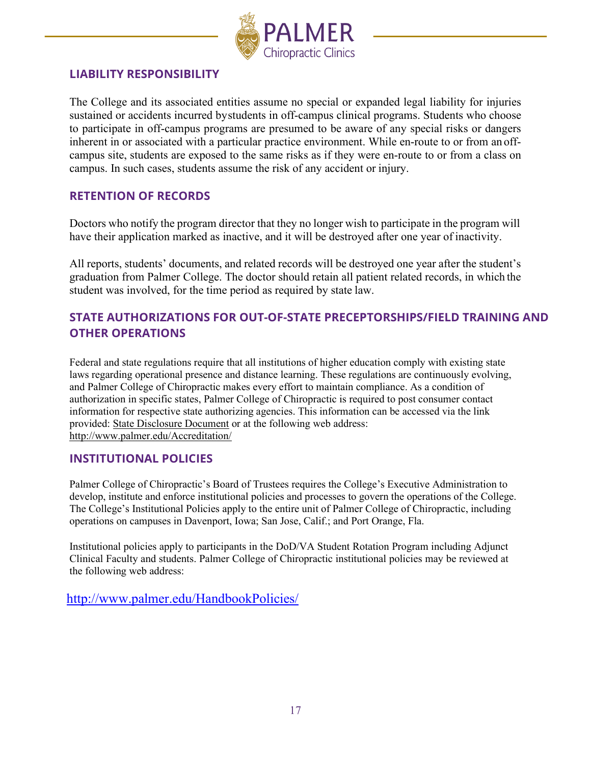## LIABILITY RESPONSIBILITY

The College and its associated entities assume no special or expanded legal liability for injuries sustained or accidents incurred by students in off-campus clinical programs. Students who choose to participate in off-campus programs are presumed to be aware of any special risks or dangers inherent in or associated with a particular practice environment. While en-route to or from an off-campus site, students are exposed to the same risks as if they were en-route to or from a class on campus. In such cases, students assume the risk of any accident or injury.

## RETENTION OF RECORDS

Doctors who notify the program director that they no longer wish to participate in the program will have their application marked as inactive, and it will be destroyed after one year of inactivity.

All reports, students' documents, and related records will be destroyed one year after the student's graduation from Palmer College. The doctor should retain all patient related records, in which the student was involved, for the time period as required by state law.

## STATE AUTHORIZATIONS FOR OUT-OF-STATE PRECEPTORSHIPS/FIELD TRAINING AND OTHER OPERATIONS

Federal and state regulations require that all institutions of higher education comply with existing state laws regarding operational presence and distance learning. These regulations are continuously evolving, and Palmer College of Chiropractic makes every effort to maintain compliance. As a condition of authorization in specific states, Palmer College of Chiropractic is required to post consumer contact information for respective state authorizing agencies. This information can be accessed via the link provided: State Disclosure Document or at the following web address: http://www.palmer.edu/Accreditation/

## INSTITUTIONAL POLICIES

Palmer College of Chiropractic's Board of Trustees requires the College's Executive Administration to develop, institute and enforce institutional policies and processes to govern the operations of the College. The College's Institutional Policies apply to the entire unit of Palmer College of Chiropractic, including operations on campuses in Davenport, Iowa; San Jose, Calif.; and Port Orange, Fla.

Institutional policies apply to participants in the DoD/VA Student Rotation Program including Adjunct Clinical Faculty and students. Palmer College of Chiropractic institutional policies may be reviewed at the following web address:

http://www.palmer.edu/HandbookPolicies/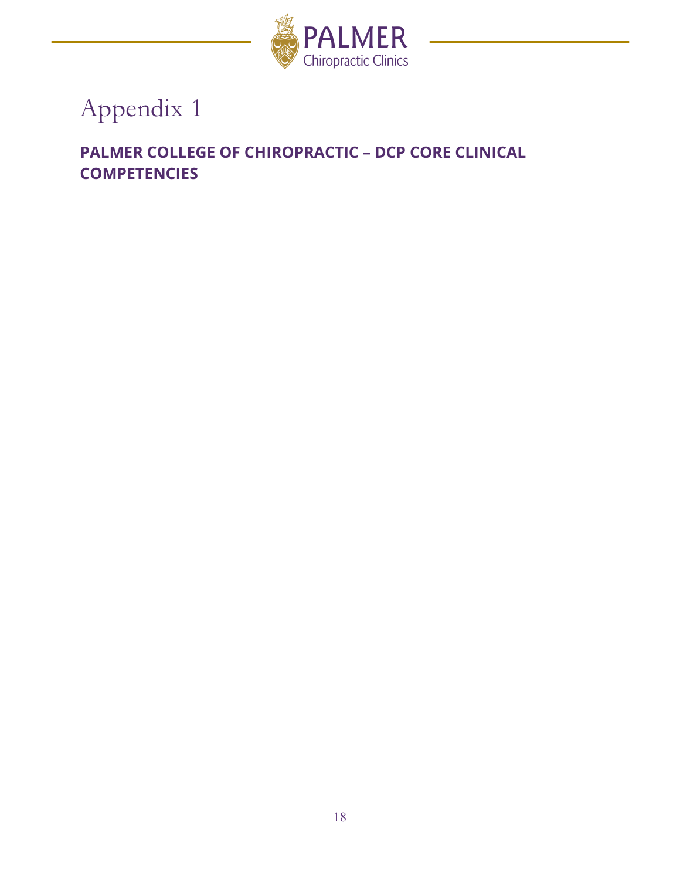# Appendix 1

## PALMER COLLEGE OF CHIROPRACTIC – DCP CORE CLINICAL COMPETENCIES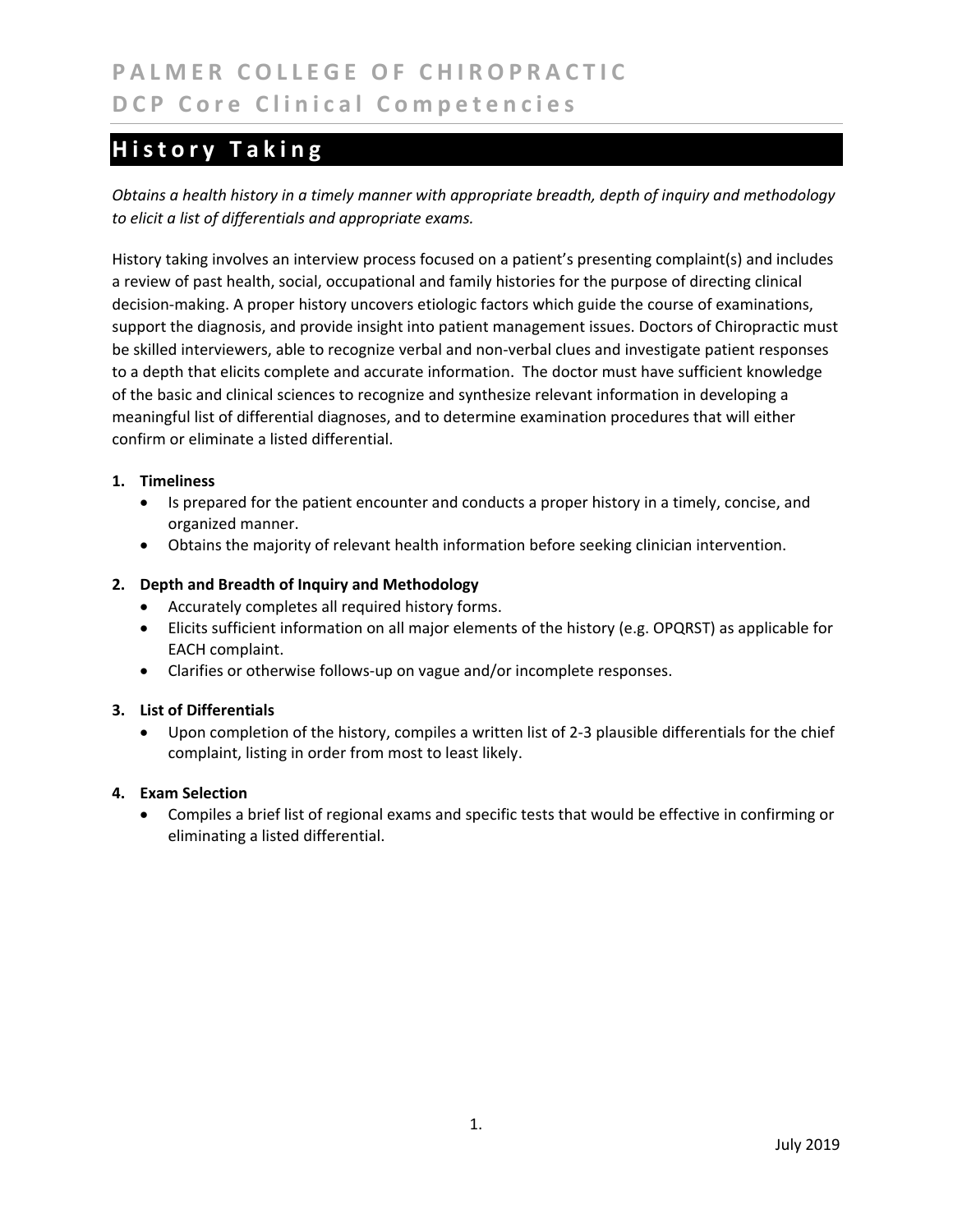# History Taking

*Obtains a health history in a timely manner with appropriate breadth, depth of inquiry and methodology to elicit a list of differentials and appropriate exams.*

History taking involves an interview process focused on a patient's presenting complaint(s) and includes a review of past health, social, occupational and family histories for the purpose of directing clinical decision-making. A proper history uncovers etiologic factors which guide the course of examinations, support the diagnosis, and provide insight into patient management issues. Doctors of Chiropractic must be skilled interviewers, able to recognize verbal and non-verbal clues and investigate patient responses to a depth that elicits complete and accurate information. The doctor must have sufficient knowledge of the basic and clinical sciences to recognize and synthesize relevant information in developing a meaningful list of differential diagnoses, and to determine examination procedures that will either confirm or eliminate a listed differential.

1. **Timeliness**
   - Is prepared for the patient encounter and conducts a proper history in a timely, concise, and organized manner.
   - Obtains the majority of relevant health information before seeking clinician intervention.

2. **Depth and Breadth of Inquiry and Methodology**
   - Accurately completes all required history forms.
   - Elicits sufficient information on all major elements of the history (e.g. OPQRST) as applicable for EACH complaint.
   - Clarifies or otherwise follows-up on vague and/or incomplete responses.

3. **List of Differentials**
   - Upon completion of the history, compiles a written list of 2-3 plausible differentials for the chief complaint, listing in order from most to least likely.

4. **Exam Selection**
   - Compiles a brief list of regional exams and specific tests that would be effective in confirming or eliminating a listed differential.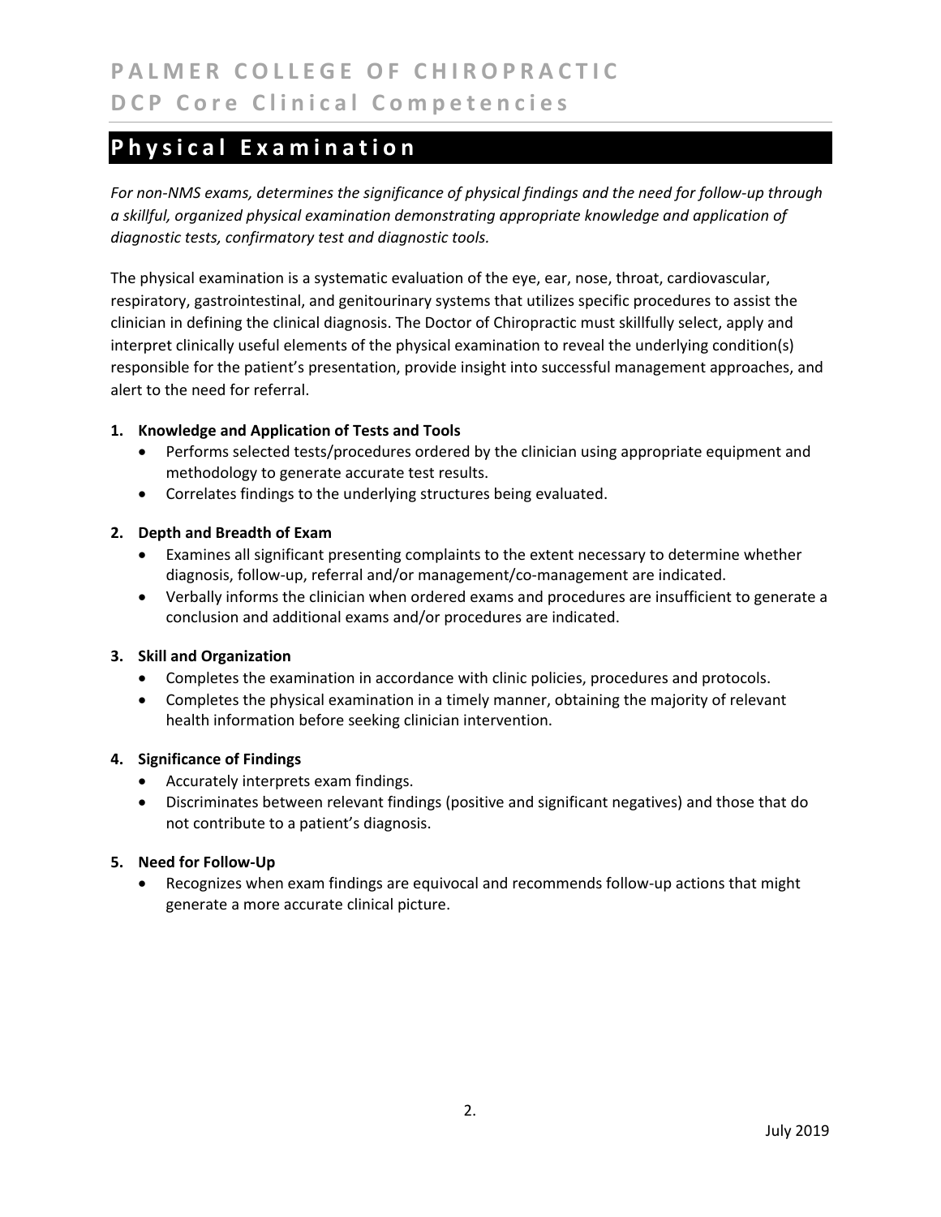## Physical Examination

*For non-NMS exams, determines the significance of physical findings and the need for follow-up through a skillful, organized physical examination demonstrating appropriate knowledge and application of diagnostic tests, confirmatory test and diagnostic tools.*

The physical examination is a systematic evaluation of the eye, ear, nose, throat, cardiovascular, respiratory, gastrointestinal, and genitourinary systems that utilizes specific procedures to assist the clinician in defining the clinical diagnosis. The Doctor of Chiropractic must skillfully select, apply and interpret clinically useful elements of the physical examination to reveal the underlying condition(s) responsible for the patient's presentation, provide insight into successful management approaches, and alert to the need for referral.

1. **Knowledge and Application of Tests and Tools**
   - Performs selected tests/procedures ordered by the clinician using appropriate equipment and methodology to generate accurate test results.
   - Correlates findings to the underlying structures being evaluated.
2. **Depth and Breadth of Exam**
   - Examines all significant presenting complaints to the extent necessary to determine whether diagnosis, follow-up, referral and/or management/co-management are indicated.
   - Verbally informs the clinician when ordered exams and procedures are insufficient to generate a conclusion and additional exams and/or procedures are indicated.
3. **Skill and Organization**
   - Completes the examination in accordance with clinic policies, procedures and protocols.
   - Completes the physical examination in a timely manner, obtaining the majority of relevant health information before seeking clinician intervention.
4. **Significance of Findings**
   - Accurately interprets exam findings.
   - Discriminates between relevant findings (positive and significant negatives) and those that do not contribute to a patient's diagnosis.
5. **Need for Follow-Up**
   - Recognizes when exam findings are equivocal and recommends follow-up actions that might generate a more accurate clinical picture.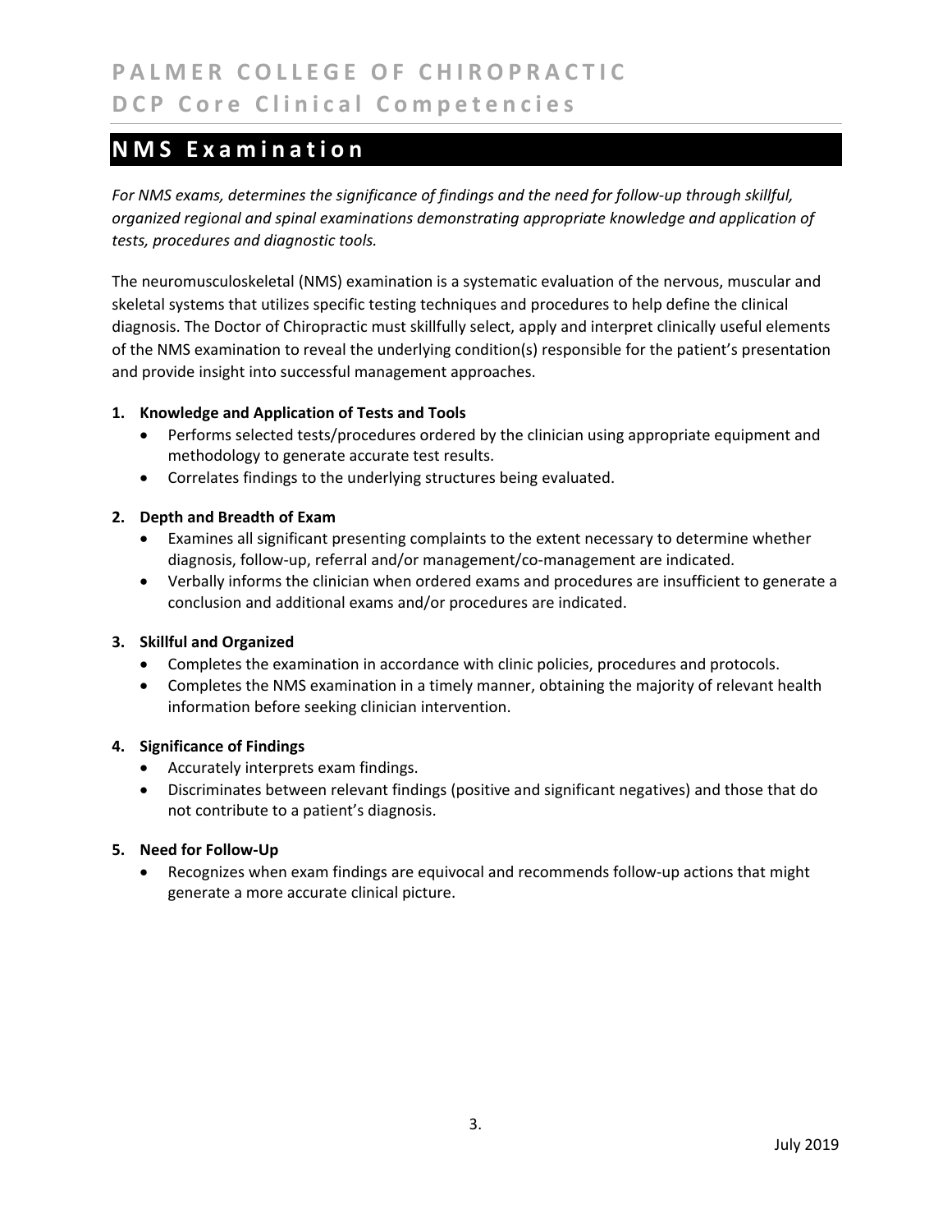# NMS Examination

*For NMS exams, determines the significance of findings and the need for follow-up through skillful, organized regional and spinal examinations demonstrating appropriate knowledge and application of tests, procedures and diagnostic tools.*

The neuromusculoskeletal (NMS) examination is a systematic evaluation of the nervous, muscular and skeletal systems that utilizes specific testing techniques and procedures to help define the clinical diagnosis. The Doctor of Chiropractic must skillfully select, apply and interpret clinically useful elements of the NMS examination to reveal the underlying condition(s) responsible for the patient's presentation and provide insight into successful management approaches.

1. **Knowledge and Application of Tests and Tools**
   - Performs selected tests/procedures ordered by the clinician using appropriate equipment and methodology to generate accurate test results.
   - Correlates findings to the underlying structures being evaluated.

2. **Depth and Breadth of Exam**
   - Examines all significant presenting complaints to the extent necessary to determine whether diagnosis, follow-up, referral and/or management/co-management are indicated.
   - Verbally informs the clinician when ordered exams and procedures are insufficient to generate a conclusion and additional exams and/or procedures are indicated.

3. **Skillful and Organized**
   - Completes the examination in accordance with clinic policies, procedures and protocols.
   - Completes the NMS examination in a timely manner, obtaining the majority of relevant health information before seeking clinician intervention.

4. **Significance of Findings**
   - Accurately interprets exam findings.
   - Discriminates between relevant findings (positive and significant negatives) and those that do not contribute to a patient's diagnosis.

5. **Need for Follow-Up**
   - Recognizes when exam findings are equivocal and recommends follow-up actions that might generate a more accurate clinical picture.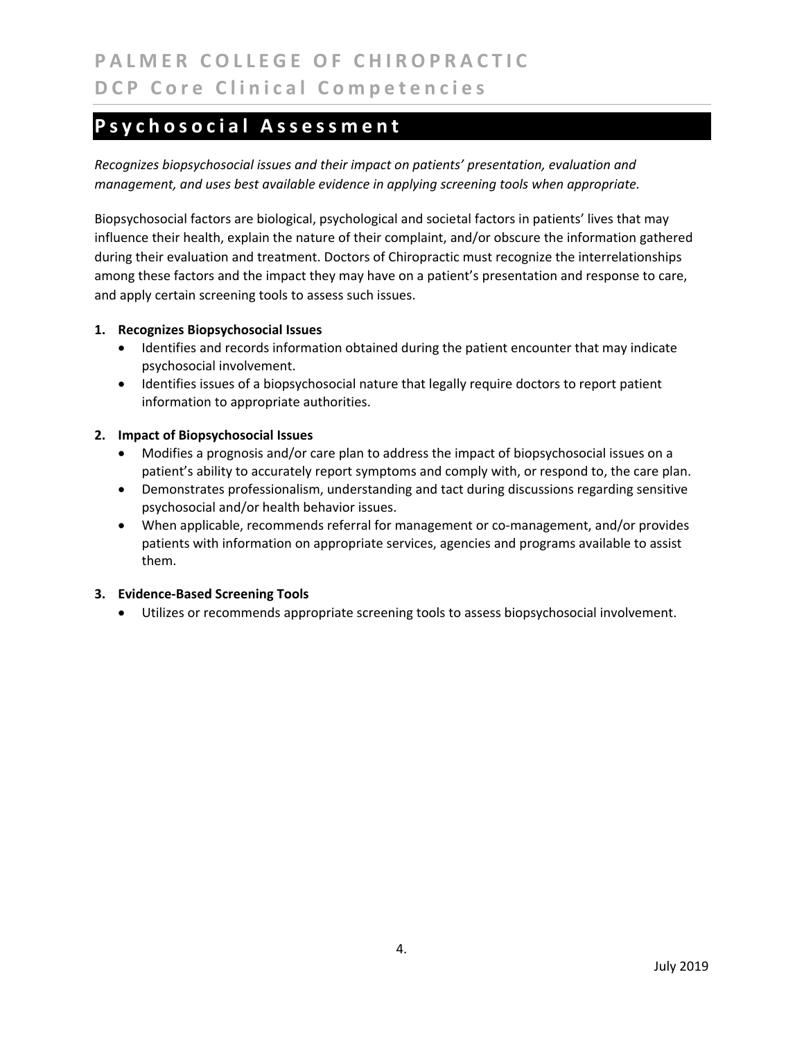## Psychosocial Assessment

*Recognizes biopsychosocial issues and their impact on patients' presentation, evaluation and management, and uses best available evidence in applying screening tools when appropriate.*

Biopsychosocial factors are biological, psychological and societal factors in patients' lives that may influence their health, explain the nature of their complaint, and/or obscure the information gathered during their evaluation and treatment. Doctors of Chiropractic must recognize the interrelationships among these factors and the impact they may have on a patient's presentation and response to care, and apply certain screening tools to assess such issues.

1. **Recognizes Biopsychosocial Issues**
    - Identifies and records information obtained during the patient encounter that may indicate psychosocial involvement.
    - Identifies issues of a biopsychosocial nature that legally require doctors to report patient information to appropriate authorities.

2. **Impact of Biopsychosocial Issues**
    - Modifies a prognosis and/or care plan to address the impact of biopsychosocial issues on a patient's ability to accurately report symptoms and comply with, or respond to, the care plan.
    - Demonstrates professionalism, understanding and tact during discussions regarding sensitive psychosocial and/or health behavior issues.
    - When applicable, recommends referral for management or co-management, and/or provides patients with information on appropriate services, agencies and programs available to assist them.

3. **Evidence-Based Screening Tools**
    - Utilizes or recommends appropriate screening tools to assess biopsychosocial involvement.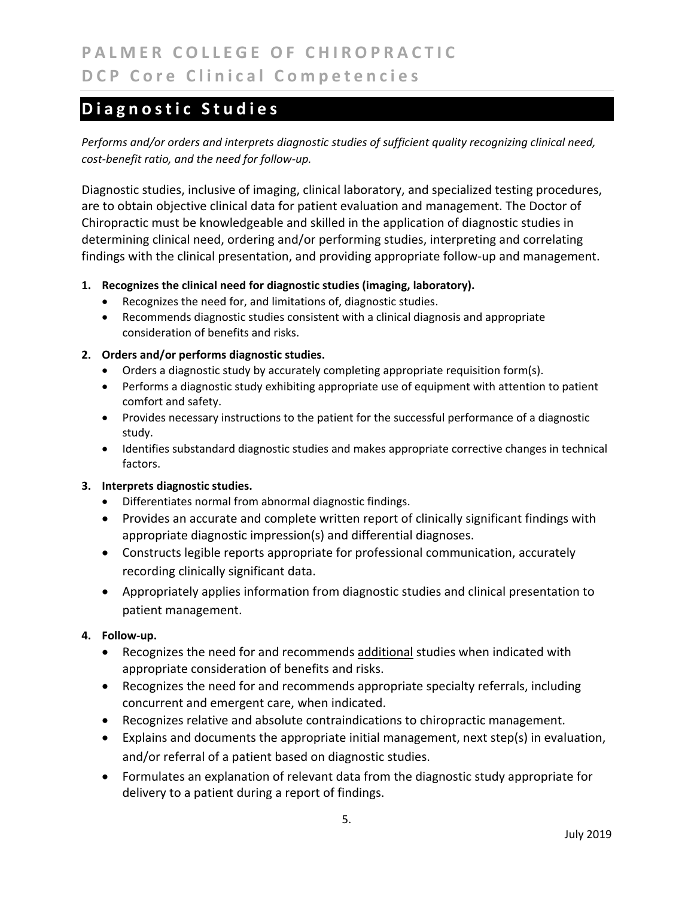## Diagnostic Studies

*Performs and/or orders and interprets diagnostic studies of sufficient quality recognizing clinical need, cost-benefit ratio, and the need for follow-up.*

Diagnostic studies, inclusive of imaging, clinical laboratory, and specialized testing procedures, are to obtain objective clinical data for patient evaluation and management. The Doctor of Chiropractic must be knowledgeable and skilled in the application of diagnostic studies in determining clinical need, ordering and/or performing studies, interpreting and correlating findings with the clinical presentation, and providing appropriate follow-up and management.

1. **Recognizes the clinical need for diagnostic studies (imaging, laboratory).**
   - Recognizes the need for, and limitations of, diagnostic studies.
   - Recommends diagnostic studies consistent with a clinical diagnosis and appropriate consideration of benefits and risks.

2. **Orders and/or performs diagnostic studies.**
   - Orders a diagnostic study by accurately completing appropriate requisition form(s).
   - Performs a diagnostic study exhibiting appropriate use of equipment with attention to patient comfort and safety.
   - Provides necessary instructions to the patient for the successful performance of a diagnostic study.
   - Identifies substandard diagnostic studies and makes appropriate corrective changes in technical factors.

3. **Interprets diagnostic studies.**
   - Differentiates normal from abnormal diagnostic findings.
   - Provides an accurate and complete written report of clinically significant findings with appropriate diagnostic impression(s) and differential diagnoses.
   - Constructs legible reports appropriate for professional communication, accurately recording clinically significant data.
   - Appropriately applies information from diagnostic studies and clinical presentation to patient management.

4. **Follow-up.**
   - Recognizes the need for and recommends <u>additional</u> studies when indicated with appropriate consideration of benefits and risks.
   - Recognizes the need for and recommends appropriate specialty referrals, including concurrent and emergent care, when indicated.
   - Recognizes relative and absolute contraindications to chiropractic management.
   - Explains and documents the appropriate initial management, next step(s) in evaluation, and/or referral of a patient based on diagnostic studies.
   - Formulates an explanation of relevant data from the diagnostic study appropriate for delivery to a patient during a report of findings.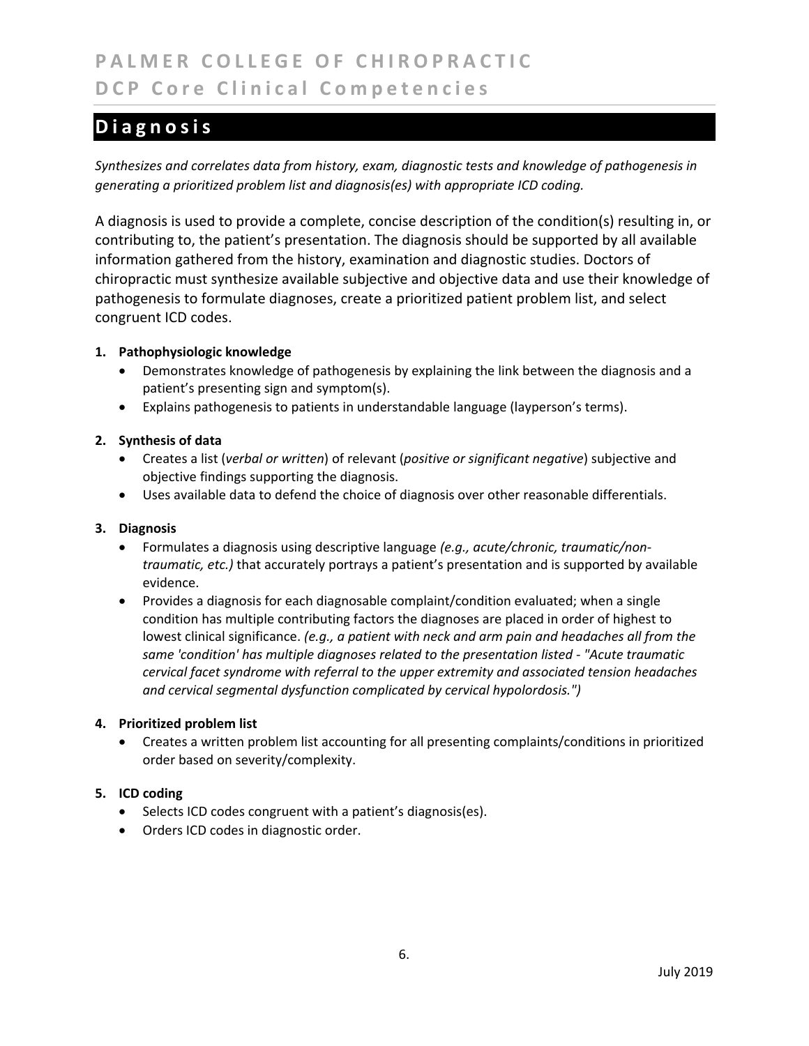# Diagnosis

*Synthesizes and correlates data from history, exam, diagnostic tests and knowledge of pathogenesis in generating a prioritized problem list and diagnosis(es) with appropriate ICD coding.*

A diagnosis is used to provide a complete, concise description of the condition(s) resulting in, or contributing to, the patient's presentation. The diagnosis should be supported by all available information gathered from the history, examination and diagnostic studies. Doctors of chiropractic must synthesize available subjective and objective data and use their knowledge of pathogenesis to formulate diagnoses, create a prioritized patient problem list, and select congruent ICD codes.

1. **Pathophysiologic knowledge**
   - Demonstrates knowledge of pathogenesis by explaining the link between the diagnosis and a patient's presenting sign and symptom(s).
   - Explains pathogenesis to patients in understandable language (layperson's terms).

2. **Synthesis of data**
   - Creates a list (*verbal or written*) of relevant (*positive or significant negative*) subjective and objective findings supporting the diagnosis.
   - Uses available data to defend the choice of diagnosis over other reasonable differentials.

3. **Diagnosis**
   - Formulates a diagnosis using descriptive language *(e.g., acute/chronic, traumatic/non-traumatic, etc.)* that accurately portrays a patient's presentation and is supported by available evidence.
   - Provides a diagnosis for each diagnosable complaint/condition evaluated; when a single condition has multiple contributing factors the diagnoses are placed in order of highest to lowest clinical significance. *(e.g., a patient with neck and arm pain and headaches all from the same 'condition' has multiple diagnoses related to the presentation listed - "Acute traumatic cervical facet syndrome with referral to the upper extremity and associated tension headaches and cervical segmental dysfunction complicated by cervical hypolordosis.")*

4. **Prioritized problem list**
   - Creates a written problem list accounting for all presenting complaints/conditions in prioritized order based on severity/complexity.

5. **ICD coding**
   - Selects ICD codes congruent with a patient's diagnosis(es).
   - Orders ICD codes in diagnostic order.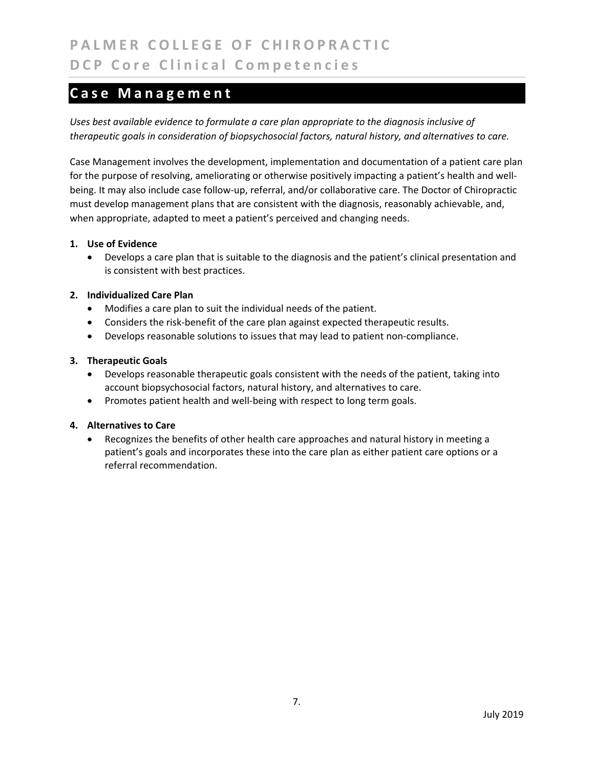## Case Management

*Uses best available evidence to formulate a care plan appropriate to the diagnosis inclusive of therapeutic goals in consideration of biopsychosocial factors, natural history, and alternatives to care.*

Case Management involves the development, implementation and documentation of a patient care plan for the purpose of resolving, ameliorating or otherwise positively impacting a patient's health and well-being. It may also include case follow-up, referral, and/or collaborative care. The Doctor of Chiropractic must develop management plans that are consistent with the diagnosis, reasonably achievable, and, when appropriate, adapted to meet a patient's perceived and changing needs.

1. **Use of Evidence**
   - Develops a care plan that is suitable to the diagnosis and the patient's clinical presentation and is consistent with best practices.

2. **Individualized Care Plan**
   - Modifies a care plan to suit the individual needs of the patient.
   - Considers the risk-benefit of the care plan against expected therapeutic results.
   - Develops reasonable solutions to issues that may lead to patient non-compliance.

3. **Therapeutic Goals**
   - Develops reasonable therapeutic goals consistent with the needs of the patient, taking into account biopsychosocial factors, natural history, and alternatives to care.
   - Promotes patient health and well-being with respect to long term goals.

4. **Alternatives to Care**
   - Recognizes the benefits of other health care approaches and natural history in meeting a patient's goals and incorporates these into the care plan as either patient care options or a referral recommendation.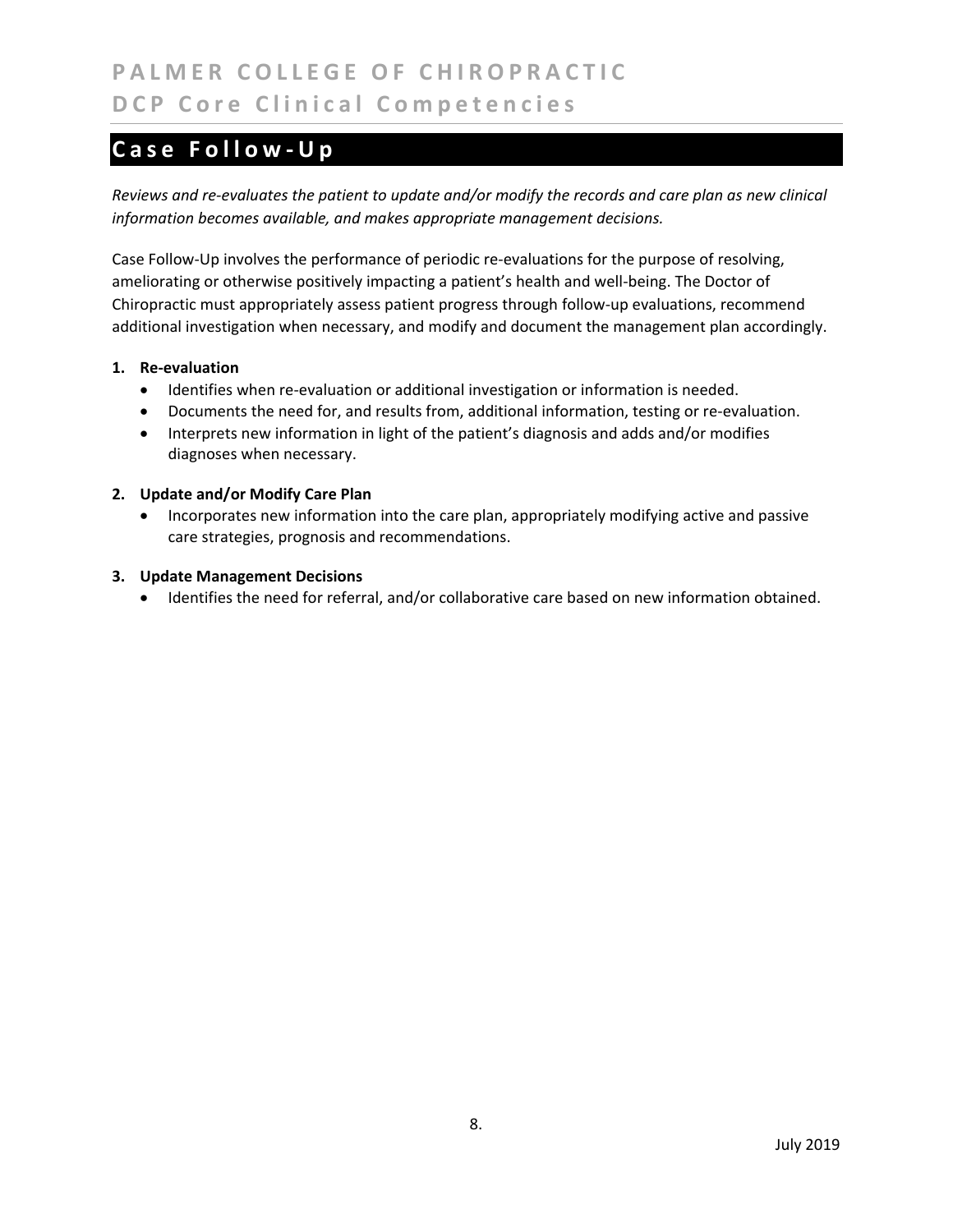# Case Follow-Up

*Reviews and re-evaluates the patient to update and/or modify the records and care plan as new clinical information becomes available, and makes appropriate management decisions.*

Case Follow-Up involves the performance of periodic re-evaluations for the purpose of resolving, ameliorating or otherwise positively impacting a patient's health and well-being. The Doctor of Chiropractic must appropriately assess patient progress through follow-up evaluations, recommend additional investigation when necessary, and modify and document the management plan accordingly.

1. **Re-evaluation**
   - Identifies when re-evaluation or additional investigation or information is needed.
   - Documents the need for, and results from, additional information, testing or re-evaluation.
   - Interprets new information in light of the patient's diagnosis and adds and/or modifies diagnoses when necessary.

2. **Update and/or Modify Care Plan**
   - Incorporates new information into the care plan, appropriately modifying active and passive care strategies, prognosis and recommendations.

3. **Update Management Decisions**
   - Identifies the need for referral, and/or collaborative care based on new information obtained.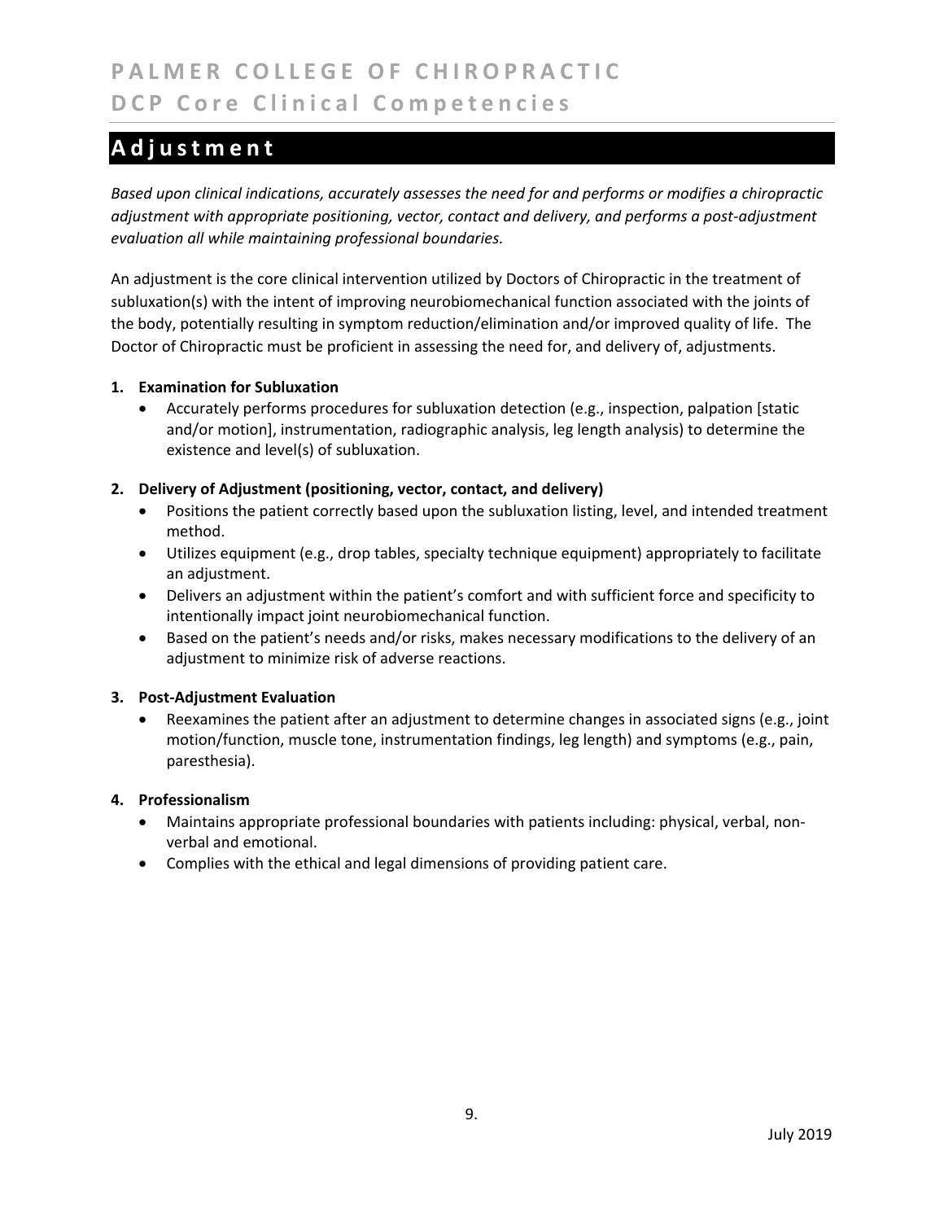# Adjustment

*Based upon clinical indications, accurately assesses the need for and performs or modifies a chiropractic adjustment with appropriate positioning, vector, contact and delivery, and performs a post-adjustment evaluation all while maintaining professional boundaries.*

An adjustment is the core clinical intervention utilized by Doctors of Chiropractic in the treatment of subluxation(s) with the intent of improving neurobiomechanical function associated with the joints of the body, potentially resulting in symptom reduction/elimination and/or improved quality of life. The Doctor of Chiropractic must be proficient in assessing the need for, and delivery of, adjustments.

**1. Examination for Subluxation**

- Accurately performs procedures for subluxation detection (e.g., inspection, palpation [static and/or motion], instrumentation, radiographic analysis, leg length analysis) to determine the existence and level(s) of subluxation.

**2. Delivery of Adjustment (positioning, vector, contact, and delivery)**

- Positions the patient correctly based upon the subluxation listing, level, and intended treatment method.
- Utilizes equipment (e.g., drop tables, specialty technique equipment) appropriately to facilitate an adjustment.
- Delivers an adjustment within the patient's comfort and with sufficient force and specificity to intentionally impact joint neurobiomechanical function.
- Based on the patient's needs and/or risks, makes necessary modifications to the delivery of an adjustment to minimize risk of adverse reactions.

**3. Post-Adjustment Evaluation**

- Reexamines the patient after an adjustment to determine changes in associated signs (e.g., joint motion/function, muscle tone, instrumentation findings, leg length) and symptoms (e.g., pain, paresthesia).

**4. Professionalism**

- Maintains appropriate professional boundaries with patients including: physical, verbal, non-verbal and emotional.
- Complies with the ethical and legal dimensions of providing patient care.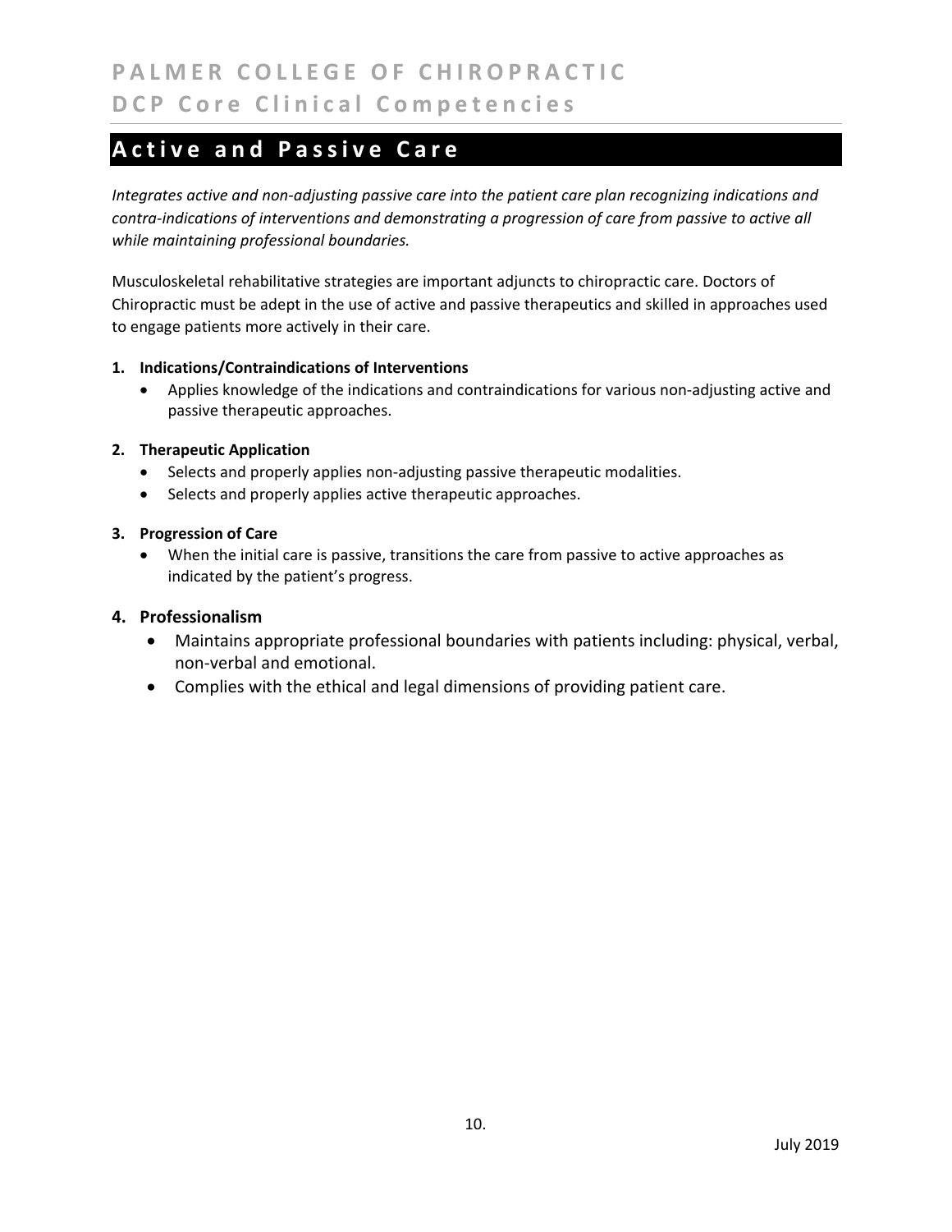# Active and Passive Care

*Integrates active and non-adjusting passive care into the patient care plan recognizing indications and contra-indications of interventions and demonstrating a progression of care from passive to active all while maintaining professional boundaries.*

Musculoskeletal rehabilitative strategies are important adjuncts to chiropractic care. Doctors of Chiropractic must be adept in the use of active and passive therapeutics and skilled in approaches used to engage patients more actively in their care.

1. **Indications/Contraindications of Interventions**
   - Applies knowledge of the indications and contraindications for various non-adjusting active and passive therapeutic approaches.

2. **Therapeutic Application**
   - Selects and properly applies non-adjusting passive therapeutic modalities.
   - Selects and properly applies active therapeutic approaches.

3. **Progression of Care**
   - When the initial care is passive, transitions the care from passive to active approaches as indicated by the patient's progress.

4. **Professionalism**
   - Maintains appropriate professional boundaries with patients including: physical, verbal, non-verbal and emotional.
   - Complies with the ethical and legal dimensions of providing patient care.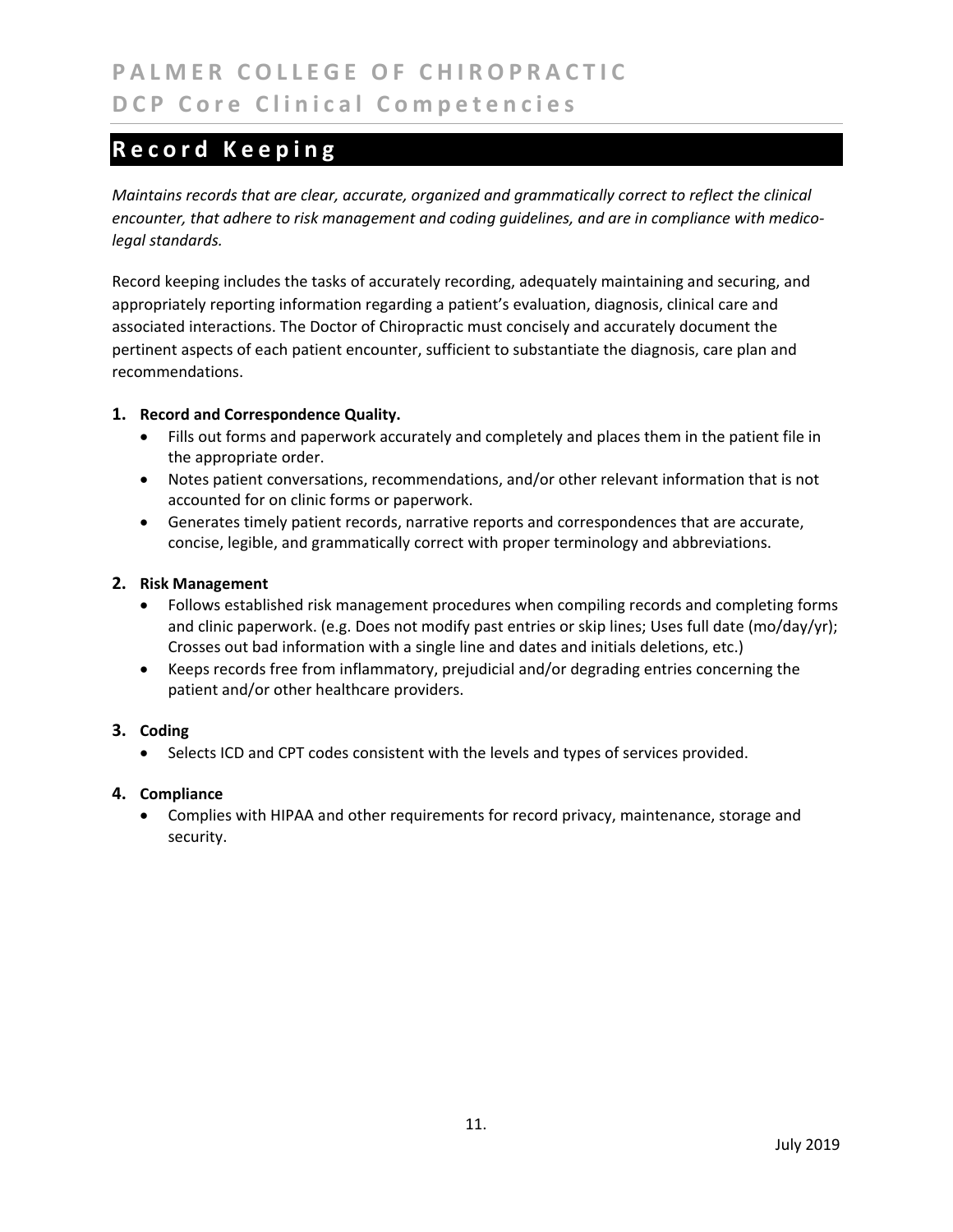## Record Keeping

*Maintains records that are clear, accurate, organized and grammatically correct to reflect the clinical encounter, that adhere to risk management and coding guidelines, and are in compliance with medico-legal standards.*

Record keeping includes the tasks of accurately recording, adequately maintaining and securing, and appropriately reporting information regarding a patient's evaluation, diagnosis, clinical care and associated interactions. The Doctor of Chiropractic must concisely and accurately document the pertinent aspects of each patient encounter, sufficient to substantiate the diagnosis, care plan and recommendations.

1. **Record and Correspondence Quality.**
   - Fills out forms and paperwork accurately and completely and places them in the patient file in the appropriate order.
   - Notes patient conversations, recommendations, and/or other relevant information that is not accounted for on clinic forms or paperwork.
   - Generates timely patient records, narrative reports and correspondences that are accurate, concise, legible, and grammatically correct with proper terminology and abbreviations.

2. **Risk Management**
   - Follows established risk management procedures when compiling records and completing forms and clinic paperwork. (e.g. Does not modify past entries or skip lines; Uses full date (mo/day/yr); Crosses out bad information with a single line and dates and initials deletions, etc.)
   - Keeps records free from inflammatory, prejudicial and/or degrading entries concerning the patient and/or other healthcare providers.

3. **Coding**
   - Selects ICD and CPT codes consistent with the levels and types of services provided.

4. **Compliance**
   - Complies with HIPAA and other requirements for record privacy, maintenance, storage and security.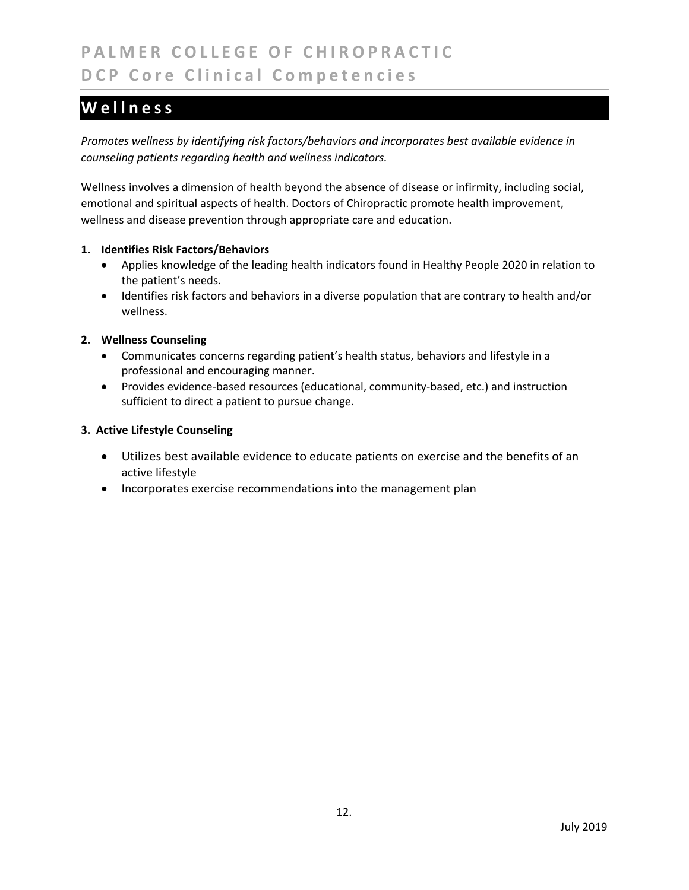## Wellness

*Promotes wellness by identifying risk factors/behaviors and incorporates best available evidence in counseling patients regarding health and wellness indicators.*

Wellness involves a dimension of health beyond the absence of disease or infirmity, including social, emotional and spiritual aspects of health. Doctors of Chiropractic promote health improvement, wellness and disease prevention through appropriate care and education.

1. **Identifies Risk Factors/Behaviors**
   - Applies knowledge of the leading health indicators found in Healthy People 2020 in relation to the patient's needs.
   - Identifies risk factors and behaviors in a diverse population that are contrary to health and/or wellness.

2. **Wellness Counseling**
   - Communicates concerns regarding patient's health status, behaviors and lifestyle in a professional and encouraging manner.
   - Provides evidence-based resources (educational, community-based, etc.) and instruction sufficient to direct a patient to pursue change.

3. **Active Lifestyle Counseling**
   - Utilizes best available evidence to educate patients on exercise and the benefits of an active lifestyle
   - Incorporates exercise recommendations into the management plan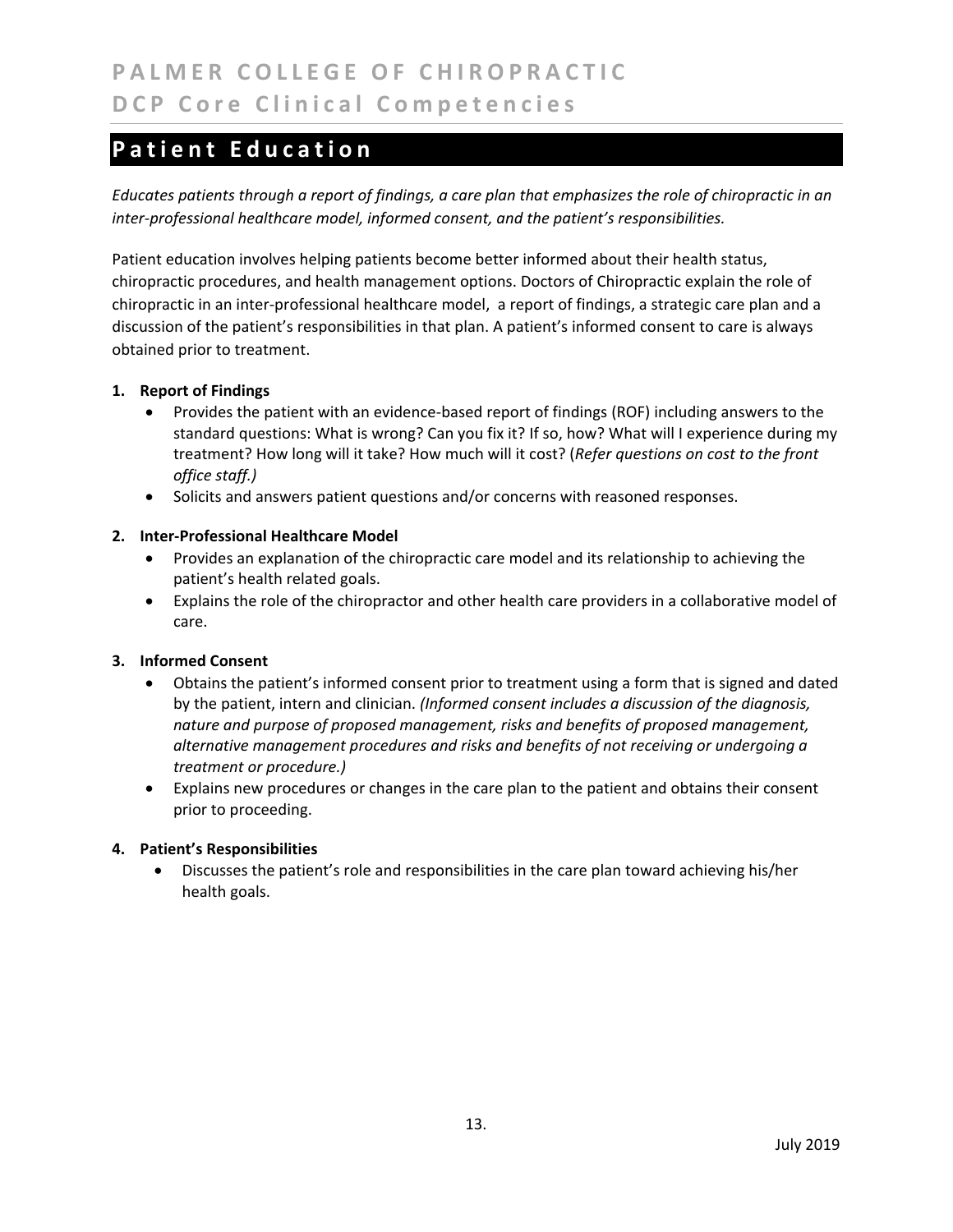## Patient Education

*Educates patients through a report of findings, a care plan that emphasizes the role of chiropractic in an inter-professional healthcare model, informed consent, and the patient's responsibilities.*

Patient education involves helping patients become better informed about their health status, chiropractic procedures, and health management options. Doctors of Chiropractic explain the role of chiropractic in an inter-professional healthcare model, a report of findings, a strategic care plan and a discussion of the patient's responsibilities in that plan. A patient's informed consent to care is always obtained prior to treatment.

1. **Report of Findings**
   - Provides the patient with an evidence-based report of findings (ROF) including answers to the standard questions: What is wrong? Can you fix it? If so, how? What will I experience during my treatment? How long will it take? How much will it cost? (*Refer questions on cost to the front office staff.)*
   - Solicits and answers patient questions and/or concerns with reasoned responses.

2. **Inter-Professional Healthcare Model**
   - Provides an explanation of the chiropractic care model and its relationship to achieving the patient's health related goals.
   - Explains the role of the chiropractor and other health care providers in a collaborative model of care.

3. **Informed Consent**
   - Obtains the patient's informed consent prior to treatment using a form that is signed and dated by the patient, intern and clinician. *(Informed consent includes a discussion of the diagnosis, nature and purpose of proposed management, risks and benefits of proposed management, alternative management procedures and risks and benefits of not receiving or undergoing a treatment or procedure.)*
   - Explains new procedures or changes in the care plan to the patient and obtains their consent prior to proceeding.

4. **Patient's Responsibilities**
   - Discusses the patient's role and responsibilities in the care plan toward achieving his/her health goals.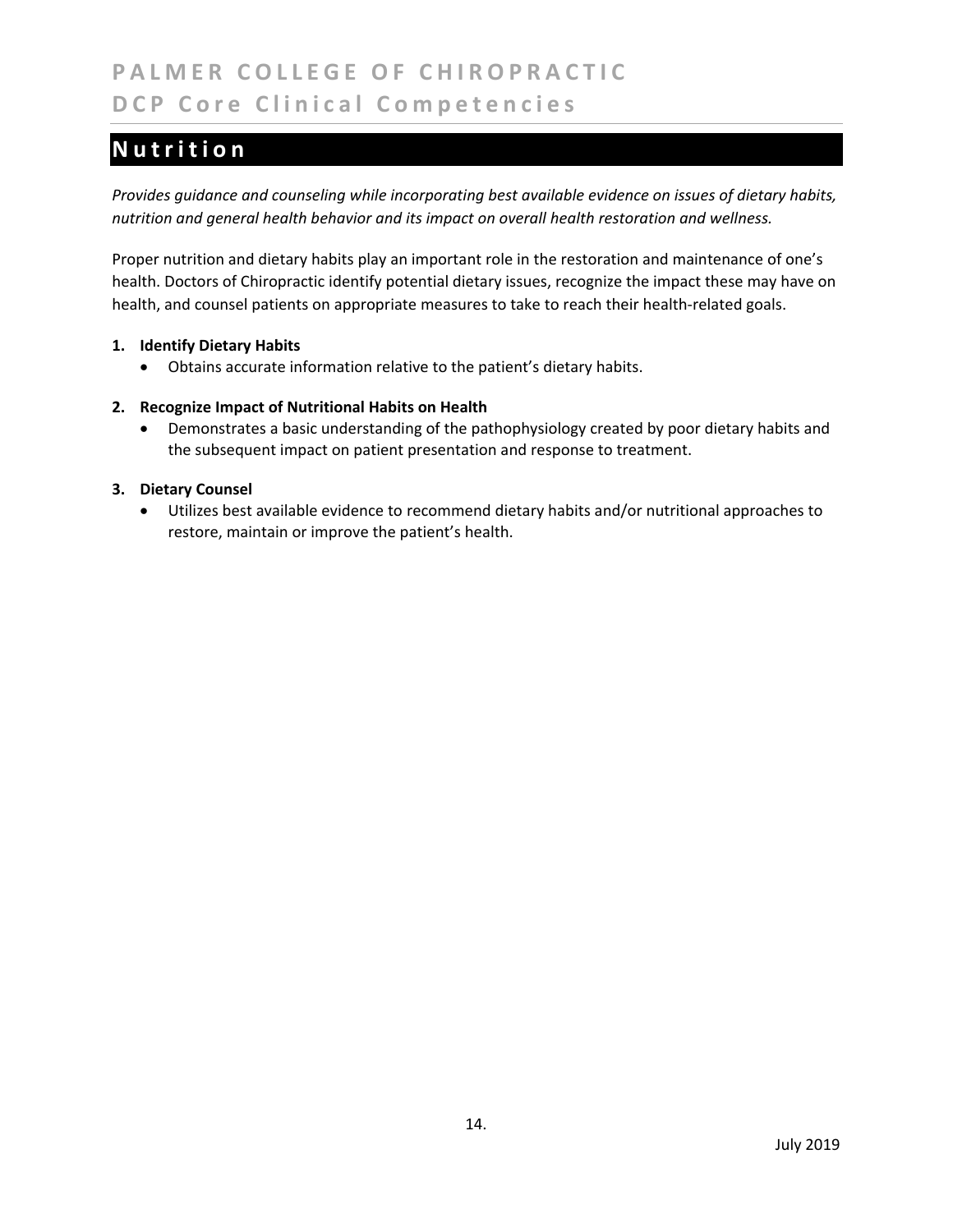# Nutrition

*Provides guidance and counseling while incorporating best available evidence on issues of dietary habits, nutrition and general health behavior and its impact on overall health restoration and wellness.*

Proper nutrition and dietary habits play an important role in the restoration and maintenance of one's health. Doctors of Chiropractic identify potential dietary issues, recognize the impact these may have on health, and counsel patients on appropriate measures to take to reach their health-related goals.

1. **Identify Dietary Habits**
   - Obtains accurate information relative to the patient's dietary habits.

2. **Recognize Impact of Nutritional Habits on Health**
   - Demonstrates a basic understanding of the pathophysiology created by poor dietary habits and the subsequent impact on patient presentation and response to treatment.

3. **Dietary Counsel**
   - Utilizes best available evidence to recommend dietary habits and/or nutritional approaches to restore, maintain or improve the patient's health.